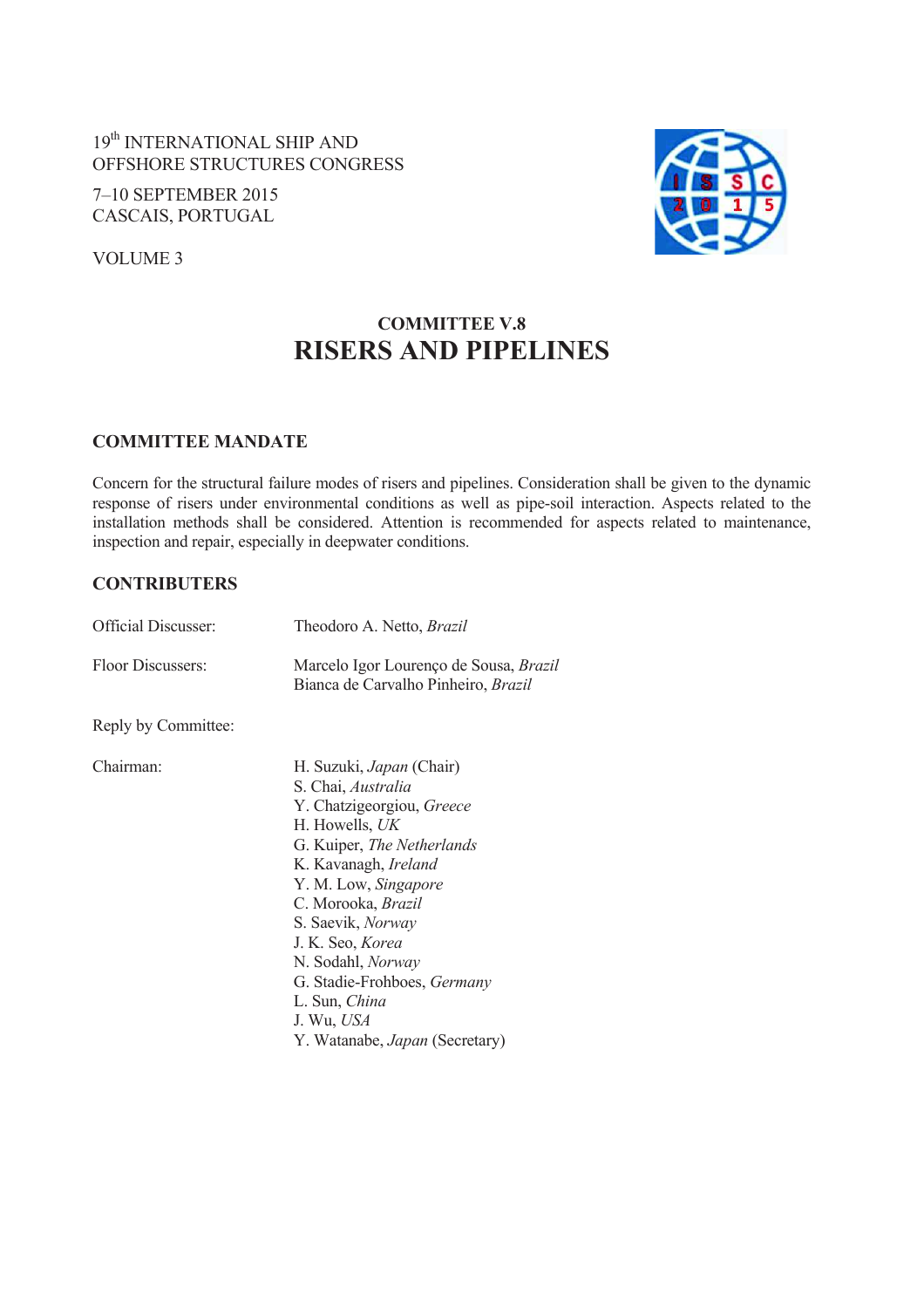19th INTERNATIONAL SHIP AND
OFFSHORE STRUCTURES CONGRESS

7–10 SEPTEMBER 2015
CASCAIS, PORTUGAL

VOLUME 3

# COMMITTEE V.8
# RISERS AND PIPELINES

## COMMITTEE MANDATE

Concern for the structural failure modes of risers and pipelines. Consideration shall be given to the dynamic response of risers under environmental conditions as well as pipe-soil interaction. Aspects related to the installation methods shall be considered. Attention is recommended for aspects related to maintenance, inspection and repair, especially in deepwater conditions.

## CONTRIBUTERS

Official Discusser: Theodoro A. Netto, *Brazil*

Floor Discussers: Marcelo Igor Lourenço de Sousa, *Brazil*
Bianca de Carvalho Pinheiro, *Brazil*

Reply by Committee:

Chairman:
H. Suzuki, *Japan* (Chair)
S. Chai, *Australia*
Y. Chatzigeorgiou, *Greece*
H. Howells, *UK*
G. Kuiper, *The Netherlands*
K. Kavanagh, *Ireland*
Y. M. Low, *Singapore*
C. Morooka, *Brazil*
S. Saevik, *Norway*
J. K. Seo, *Korea*
N. Sodahl, *Norway*
G. Stadie-Frohboes, *Germany*
L. Sun, *China*
J. Wu, *USA*
Y. Watanabe, *Japan* (Secretary)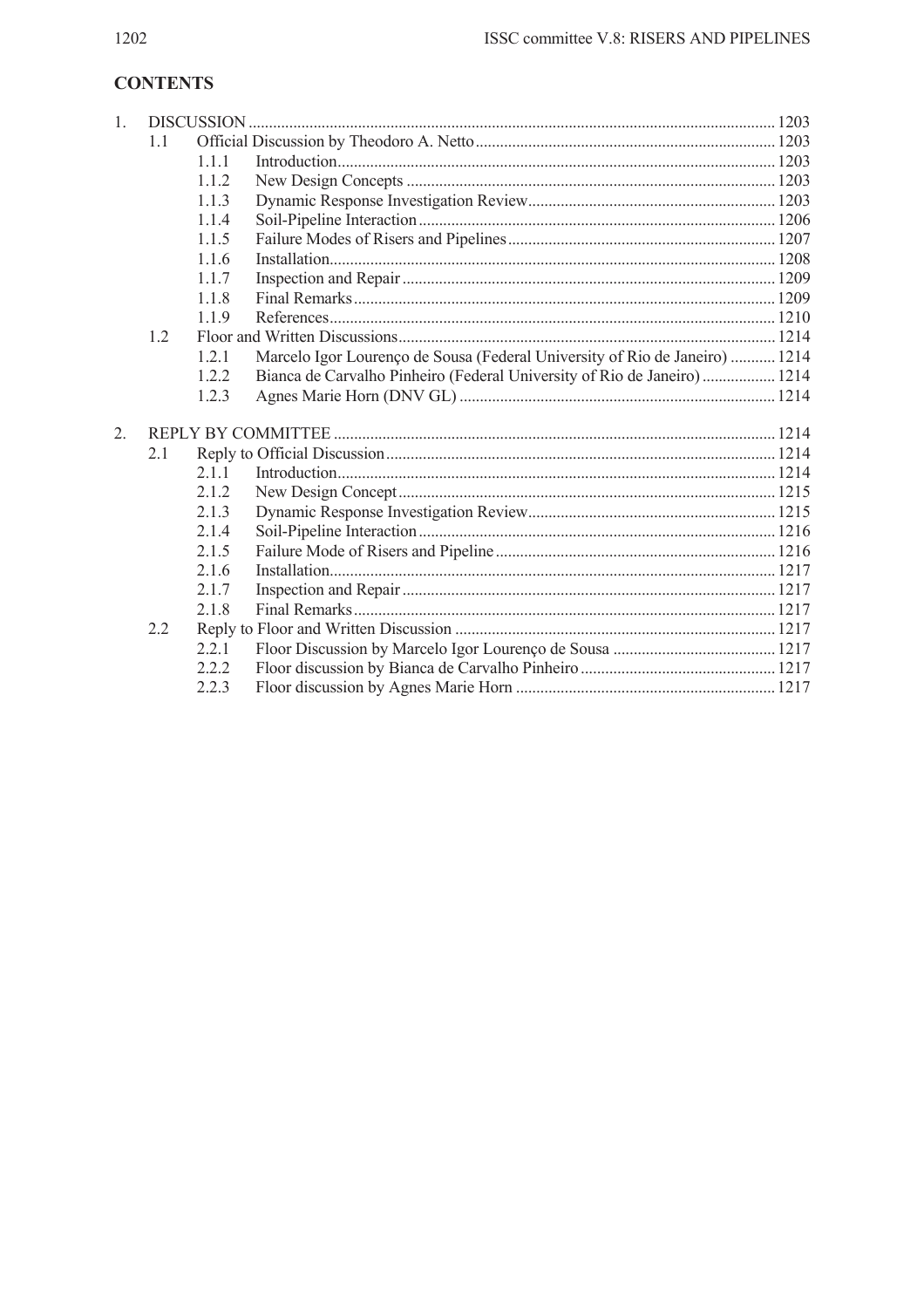## CONTENTS

1. DISCUSSION ........................................................ 1203
   - 1.1 Official Discussion by Theodoro A. Netto ........................................................ 1203
     - 1.1.1 Introduction ........................................................ 1203
     - 1.1.2 New Design Concepts ........................................................ 1203
     - 1.1.3 Dynamic Response Investigation Review ........................................................ 1203
     - 1.1.4 Soil-Pipeline Interaction ........................................................ 1206
     - 1.1.5 Failure Modes of Risers and Pipelines ........................................................ 1207
     - 1.1.6 Installation ........................................................ 1208
     - 1.1.7 Inspection and Repair ........................................................ 1209
     - 1.1.8 Final Remarks ........................................................ 1209
     - 1.1.9 References ........................................................ 1210
   - 1.2 Floor and Written Discussions ........................................................ 1214
     - 1.2.1 Marcelo Igor Lourenço de Sousa (Federal University of Rio de Janeiro) ........................................................ 1214
     - 1.2.2 Bianca de Carvalho Pinheiro (Federal University of Rio de Janeiro) ........................................................ 1214
     - 1.2.3 Agnes Marie Horn (DNV GL) ........................................................ 1214
2. REPLY BY COMMITTEE ........................................................ 1214
   - 2.1 Reply to Official Discussion ........................................................ 1214
     - 2.1.1 Introduction ........................................................ 1214
     - 2.1.2 New Design Concept ........................................................ 1215
     - 2.1.3 Dynamic Response Investigation Review ........................................................ 1215
     - 2.1.4 Soil-Pipeline Interaction ........................................................ 1216
     - 2.1.5 Failure Mode of Risers and Pipeline ........................................................ 1216
     - 2.1.6 Installation ........................................................ 1217
     - 2.1.7 Inspection and Repair ........................................................ 1217
     - 2.1.8 Final Remarks ........................................................ 1217
   - 2.2 Reply to Floor and Written Discussion ........................................................ 1217
     - 2.2.1 Floor Discussion by Marcelo Igor Lourenço de Sousa ........................................................ 1217
     - 2.2.2 Floor discussion by Bianca de Carvalho Pinheiro ........................................................ 1217
     - 2.2.3 Floor discussion by Agnes Marie Horn ........................................................ 1217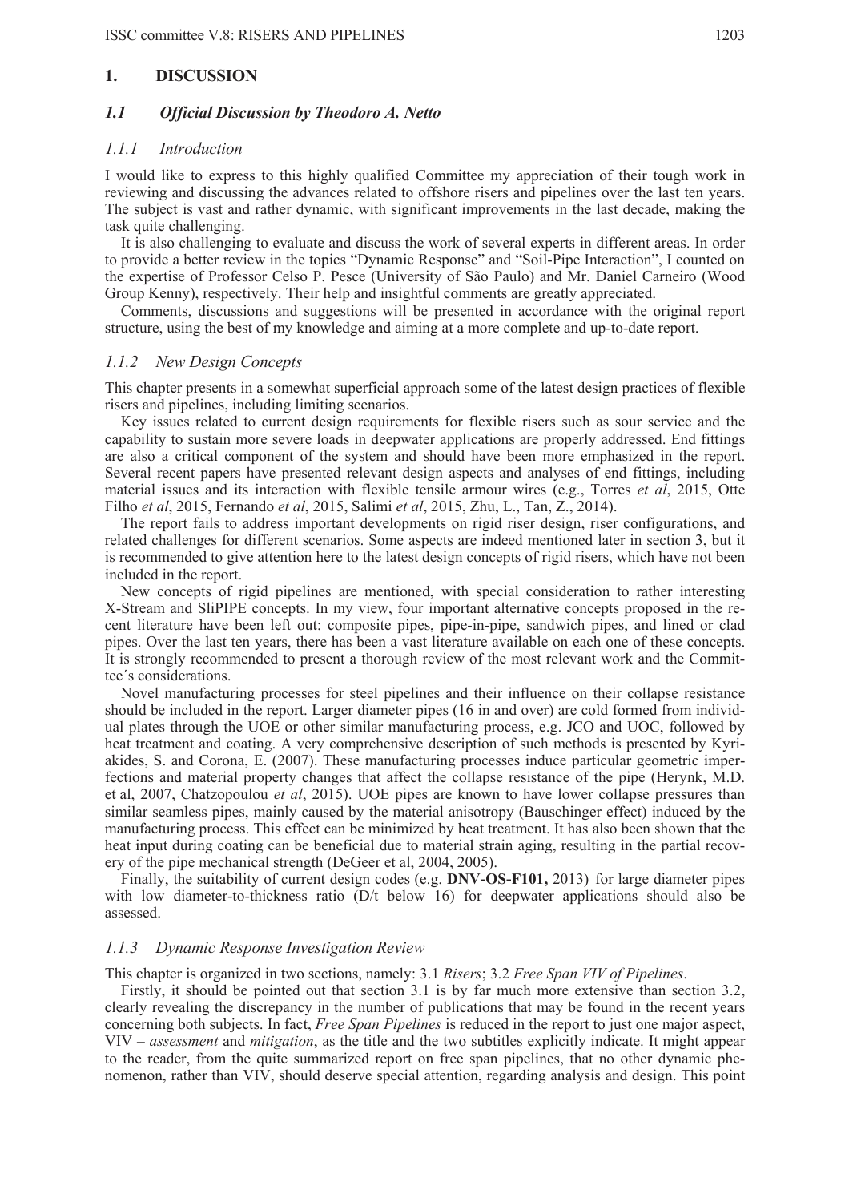# 1. DISCUSSION

## *1.1 Official Discussion by Theodoro A. Netto*

### *1.1.1 Introduction*

I would like to express to this highly qualified Committee my appreciation of their tough work in reviewing and discussing the advances related to offshore risers and pipelines over the last ten years. The subject is vast and rather dynamic, with significant improvements in the last decade, making the task quite challenging.

It is also challenging to evaluate and discuss the work of several experts in different areas. In order to provide a better review in the topics "Dynamic Response" and "Soil-Pipe Interaction", I counted on the expertise of Professor Celso P. Pesce (University of São Paulo) and Mr. Daniel Carneiro (Wood Group Kenny), respectively. Their help and insightful comments are greatly appreciated.

Comments, discussions and suggestions will be presented in accordance with the original report structure, using the best of my knowledge and aiming at a more complete and up-to-date report.

### *1.1.2 New Design Concepts*

This chapter presents in a somewhat superficial approach some of the latest design practices of flexible risers and pipelines, including limiting scenarios.

Key issues related to current design requirements for flexible risers such as sour service and the capability to sustain more severe loads in deepwater applications are properly addressed. End fittings are also a critical component of the system and should have been more emphasized in the report. Several recent papers have presented relevant design aspects and analyses of end fittings, including material issues and its interaction with flexible tensile armour wires (e.g., Torres *et al*, 2015, Otte Filho *et al*, 2015, Fernando *et al*, 2015, Salimi *et al*, 2015, Zhu, L., Tan, Z., 2014).

The report fails to address important developments on rigid riser design, riser configurations, and related challenges for different scenarios. Some aspects are indeed mentioned later in section 3, but it is recommended to give attention here to the latest design concepts of rigid risers, which have not been included in the report.

New concepts of rigid pipelines are mentioned, with special consideration to rather interesting X-Stream and SliPIPE concepts. In my view, four important alternative concepts proposed in the recent literature have been left out: composite pipes, pipe-in-pipe, sandwich pipes, and lined or clad pipes. Over the last ten years, there has been a vast literature available on each one of these concepts. It is strongly recommended to present a thorough review of the most relevant work and the Committee´s considerations.

Novel manufacturing processes for steel pipelines and their influence on their collapse resistance should be included in the report. Larger diameter pipes (16 in and over) are cold formed from individual plates through the UOE or other similar manufacturing process, e.g. JCO and UOC, followed by heat treatment and coating. A very comprehensive description of such methods is presented by Kyriakides, S. and Corona, E. (2007). These manufacturing processes induce particular geometric imperfections and material property changes that affect the collapse resistance of the pipe (Herynk, M.D. et al, 2007, Chatzopoulou *et al*, 2015). UOE pipes are known to have lower collapse pressures than similar seamless pipes, mainly caused by the material anisotropy (Bauschinger effect) induced by the manufacturing process. This effect can be minimized by heat treatment. It has also been shown that the heat input during coating can be beneficial due to material strain aging, resulting in the partial recovery of the pipe mechanical strength (DeGeer et al, 2004, 2005).

Finally, the suitability of current design codes (e.g. **DNV-OS-F101,** 2013) for large diameter pipes with low diameter-to-thickness ratio (D/t below 16) for deepwater applications should also be assessed.

### *1.1.3 Dynamic Response Investigation Review*

This chapter is organized in two sections, namely: 3.1 *Risers*; 3.2 *Free Span VIV of Pipelines*.

Firstly, it should be pointed out that section 3.1 is by far much more extensive than section 3.2, clearly revealing the discrepancy in the number of publications that may be found in the recent years concerning both subjects. In fact, *Free Span Pipelines* is reduced in the report to just one major aspect, VIV – *assessment* and *mitigation*, as the title and the two subtitles explicitly indicate. It might appear to the reader, from the quite summarized report on free span pipelines, that no other dynamic phenomenon, rather than VIV, should deserve special attention, regarding analysis and design. This point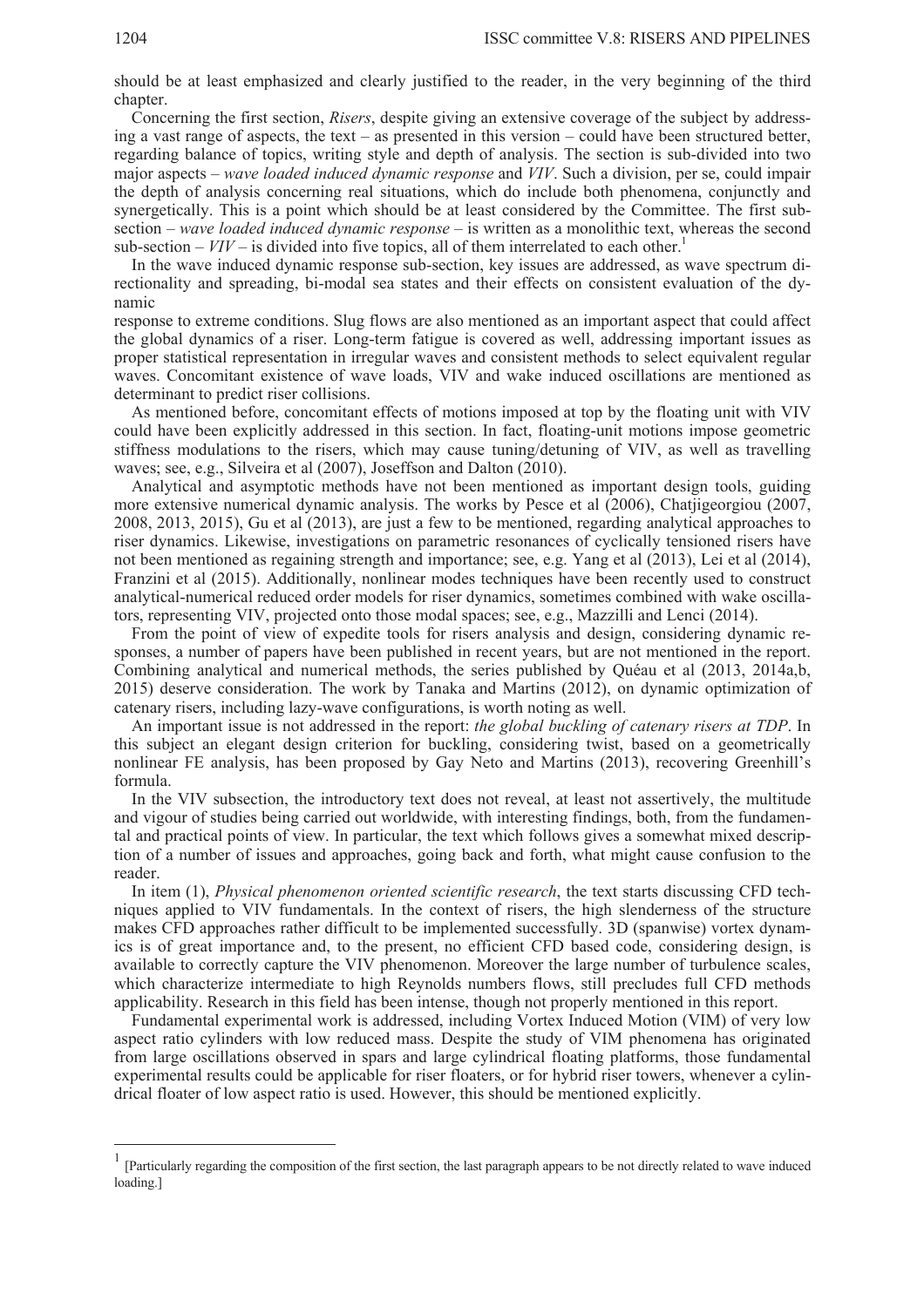should be at least emphasized and clearly justified to the reader, in the very beginning of the third chapter.

Concerning the first section, *Risers*, despite giving an extensive coverage of the subject by addressing a vast range of aspects, the text – as presented in this version – could have been structured better, regarding balance of topics, writing style and depth of analysis. The section is sub-divided into two major aspects – *wave loaded induced dynamic response* and *VIV*. Such a division, per se, could impair the depth of analysis concerning real situations, which do include both phenomena, conjunctly and synergetically. This is a point which should be at least considered by the Committee. The first subsection – *wave loaded induced dynamic response* – is written as a monolithic text, whereas the second sub-section – *VIV* – is divided into five topics, all of them interrelated to each other.[1]

In the wave induced dynamic response sub-section, key issues are addressed, as wave spectrum directionality and spreading, bi-modal sea states and their effects on consistent evaluation of the dynamic response to extreme conditions. Slug flows are also mentioned as an important aspect that could affect the global dynamics of a riser. Long-term fatigue is covered as well, addressing important issues as proper statistical representation in irregular waves and consistent methods to select equivalent regular waves. Concomitant existence of wave loads, VIV and wake induced oscillations are mentioned as determinant to predict riser collisions.

As mentioned before, concomitant effects of motions imposed at top by the floating unit with VIV could have been explicitly addressed in this section. In fact, floating-unit motions impose geometric stiffness modulations to the risers, which may cause tuning/detuning of VIV, as well as travelling waves; see, e.g., Silveira et al (2007), Joseffson and Dalton (2010).

Analytical and asymptotic methods have not been mentioned as important design tools, guiding more extensive numerical dynamic analysis. The works by Pesce et al (2006), Chatjigeorgiou (2007, 2008, 2013, 2015), Gu et al (2013), are just a few to be mentioned, regarding analytical approaches to riser dynamics. Likewise, investigations on parametric resonances of cyclically tensioned risers have not been mentioned as regaining strength and importance; see, e.g. Yang et al (2013), Lei et al (2014), Franzini et al (2015). Additionally, nonlinear modes techniques have been recently used to construct analytical-numerical reduced order models for riser dynamics, sometimes combined with wake oscillators, representing VIV, projected onto those modal spaces; see, e.g., Mazzilli and Lenci (2014).

From the point of view of expedite tools for risers analysis and design, considering dynamic responses, a number of papers have been published in recent years, but are not mentioned in the report. Combining analytical and numerical methods, the series published by Quéau et al (2013, 2014a,b, 2015) deserve consideration. The work by Tanaka and Martins (2012), on dynamic optimization of catenary risers, including lazy-wave configurations, is worth noting as well.

An important issue is not addressed in the report: *the global buckling of catenary risers at TDP*. In this subject an elegant design criterion for buckling, considering twist, based on a geometrically nonlinear FE analysis, has been proposed by Gay Neto and Martins (2013), recovering Greenhill's formula.

In the VIV subsection, the introductory text does not reveal, at least not assertively, the multitude and vigour of studies being carried out worldwide, with interesting findings, both, from the fundamental and practical points of view. In particular, the text which follows gives a somewhat mixed description of a number of issues and approaches, going back and forth, what might cause confusion to the reader.

In item (1), *Physical phenomenon oriented scientific research*, the text starts discussing CFD techniques applied to VIV fundamentals. In the context of risers, the high slenderness of the structure makes CFD approaches rather difficult to be implemented successfully. 3D (spanwise) vortex dynamics is of great importance and, to the present, no efficient CFD based code, considering design, is available to correctly capture the VIV phenomenon. Moreover the large number of turbulence scales, which characterize intermediate to high Reynolds numbers flows, still precludes full CFD methods applicability. Research in this field has been intense, though not properly mentioned in this report.

Fundamental experimental work is addressed, including Vortex Induced Motion (VIM) of very low aspect ratio cylinders with low reduced mass. Despite the study of VIM phenomena has originated from large oscillations observed in spars and large cylindrical floating platforms, those fundamental experimental results could be applicable for riser floaters, or for hybrid riser towers, whenever a cylindrical floater of low aspect ratio is used. However, this should be mentioned explicitly.

[1] [Particularly regarding the composition of the first section, the last paragraph appears to be not directly related to wave induced loading.]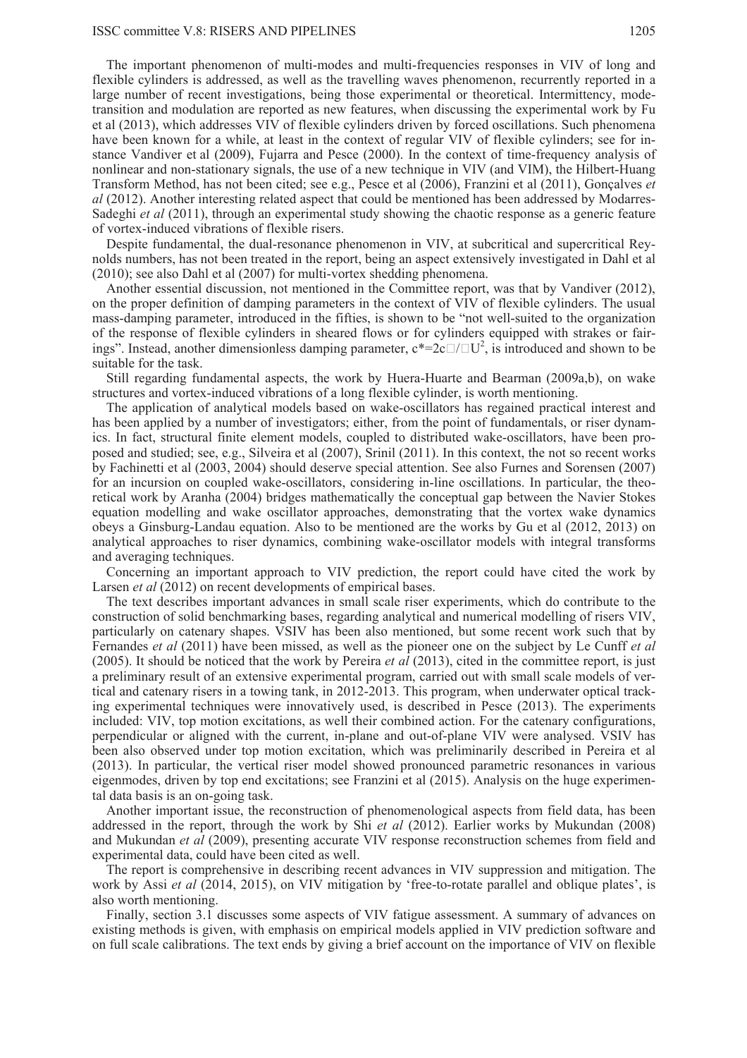The important phenomenon of multi-modes and multi-frequencies responses in VIV of long and flexible cylinders is addressed, as well as the travelling waves phenomenon, recurrently reported in a large number of recent investigations, being those experimental or theoretical. Intermittency, mode-transition and modulation are reported as new features, when discussing the experimental work by Fu et al (2013), which addresses VIV of flexible cylinders driven by forced oscillations. Such phenomena have been known for a while, at least in the context of regular VIV of flexible cylinders; see for instance Vandiver et al (2009), Fujarra and Pesce (2000). In the context of time-frequency analysis of nonlinear and non-stationary signals, the use of a new technique in VIV (and VIM), the Hilbert-Huang Transform Method, has not been cited; see e.g., Pesce et al (2006), Franzini et al (2011), Gonçalves *et al* (2012). Another interesting related aspect that could be mentioned has been addressed by Modarres-Sadeghi *et al* (2011), through an experimental study showing the chaotic response as a generic feature of vortex-induced vibrations of flexible risers.

Despite fundamental, the dual-resonance phenomenon in VIV, at subcritical and supercritical Reynolds numbers, has not been treated in the report, being an aspect extensively investigated in Dahl et al (2010); see also Dahl et al (2007) for multi-vortex shedding phenomena.

Another essential discussion, not mentioned in the Committee report, was that by Vandiver (2012), on the proper definition of damping parameters in the context of VIV of flexible cylinders. The usual mass-damping parameter, introduced in the fifties, is shown to be "not well-suited to the organization of the response of flexible cylinders in sheared flows or for cylinders equipped with strakes or fairings". Instead, another dimensionless damping parameter, $c^*=2c\square/\square U^2$, is introduced and shown to be suitable for the task.

Still regarding fundamental aspects, the work by Huera-Huarte and Bearman (2009a,b), on wake structures and vortex-induced vibrations of a long flexible cylinder, is worth mentioning.

The application of analytical models based on wake-oscillators has regained practical interest and has been applied by a number of investigators; either, from the point of fundamentals, or riser dynamics. In fact, structural finite element models, coupled to distributed wake-oscillators, have been proposed and studied; see, e.g., Silveira et al (2007), Srinil (2011). In this context, the not so recent works by Fachinetti et al (2003, 2004) should deserve special attention. See also Furnes and Sorensen (2007) for an incursion on coupled wake-oscillators, considering in-line oscillations. In particular, the theoretical work by Aranha (2004) bridges mathematically the conceptual gap between the Navier Stokes equation modelling and wake oscillator approaches, demonstrating that the vortex wake dynamics obeys a Ginsburg-Landau equation. Also to be mentioned are the works by Gu et al (2012, 2013) on analytical approaches to riser dynamics, combining wake-oscillator models with integral transforms and averaging techniques.

Concerning an important approach to VIV prediction, the report could have cited the work by Larsen *et al* (2012) on recent developments of empirical bases.

The text describes important advances in small scale riser experiments, which do contribute to the construction of solid benchmarking bases, regarding analytical and numerical modelling of risers VIV, particularly on catenary shapes. VSIV has been also mentioned, but some recent work such that by Fernandes *et al* (2011) have been missed, as well as the pioneer one on the subject by Le Cunff *et al* (2005). It should be noticed that the work by Pereira *et al* (2013), cited in the committee report, is just a preliminary result of an extensive experimental program, carried out with small scale models of vertical and catenary risers in a towing tank, in 2012-2013. This program, when underwater optical tracking experimental techniques were innovatively used, is described in Pesce (2013). The experiments included: VIV, top motion excitations, as well their combined action. For the catenary configurations, perpendicular or aligned with the current, in-plane and out-of-plane VIV were analysed. VSIV has been also observed under top motion excitation, which was preliminarily described in Pereira et al (2013). In particular, the vertical riser model showed pronounced parametric resonances in various eigenmodes, driven by top end excitations; see Franzini et al (2015). Analysis on the huge experimental data basis is an on-going task.

Another important issue, the reconstruction of phenomenological aspects from field data, has been addressed in the report, through the work by Shi *et al* (2012). Earlier works by Mukundan (2008) and Mukundan *et al* (2009), presenting accurate VIV response reconstruction schemes from field and experimental data, could have been cited as well.

The report is comprehensive in describing recent advances in VIV suppression and mitigation. The work by Assi *et al* (2014, 2015), on VIV mitigation by 'free-to-rotate parallel and oblique plates', is also worth mentioning.

Finally, section 3.1 discusses some aspects of VIV fatigue assessment. A summary of advances on existing methods is given, with emphasis on empirical models applied in VIV prediction software and on full scale calibrations. The text ends by giving a brief account on the importance of VIV on flexible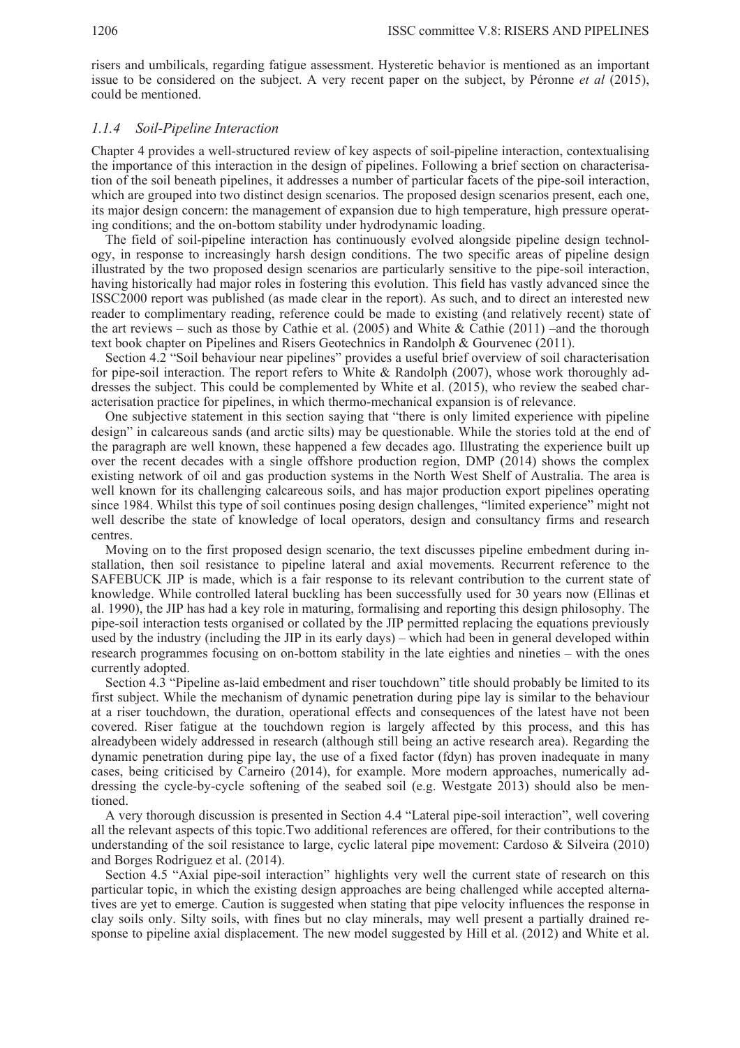risers and umbilicals, regarding fatigue assessment. Hysteretic behavior is mentioned as an important issue to be considered on the subject. A very recent paper on the subject, by Péronne *et al* (2015), could be mentioned.

### *1.1.4 Soil-Pipeline Interaction*

Chapter 4 provides a well-structured review of key aspects of soil-pipeline interaction, contextualising the importance of this interaction in the design of pipelines. Following a brief section on characterisation of the soil beneath pipelines, it addresses a number of particular facets of the pipe-soil interaction, which are grouped into two distinct design scenarios. The proposed design scenarios present, each one, its major design concern: the management of expansion due to high temperature, high pressure operating conditions; and the on-bottom stability under hydrodynamic loading.

The field of soil-pipeline interaction has continuously evolved alongside pipeline design technology, in response to increasingly harsh design conditions. The two specific areas of pipeline design illustrated by the two proposed design scenarios are particularly sensitive to the pipe-soil interaction, having historically had major roles in fostering this evolution. This field has vastly advanced since the ISSC2000 report was published (as made clear in the report). As such, and to direct an interested new reader to complimentary reading, reference could be made to existing (and relatively recent) state of the art reviews – such as those by Cathie et al. (2005) and White & Cathie (2011) –and the thorough text book chapter on Pipelines and Risers Geotechnics in Randolph & Gourvenec (2011).

Section 4.2 "Soil behaviour near pipelines" provides a useful brief overview of soil characterisation for pipe-soil interaction. The report refers to White & Randolph (2007), whose work thoroughly addresses the subject. This could be complemented by White et al. (2015), who review the seabed characterisation practice for pipelines, in which thermo-mechanical expansion is of relevance.

One subjective statement in this section saying that "there is only limited experience with pipeline design" in calcareous sands (and arctic silts) may be questionable. While the stories told at the end of the paragraph are well known, these happened a few decades ago. Illustrating the experience built up over the recent decades with a single offshore production region, DMP (2014) shows the complex existing network of oil and gas production systems in the North West Shelf of Australia. The area is well known for its challenging calcareous soils, and has major production export pipelines operating since 1984. Whilst this type of soil continues posing design challenges, "limited experience" might not well describe the state of knowledge of local operators, design and consultancy firms and research centres.

Moving on to the first proposed design scenario, the text discusses pipeline embedment during installation, then soil resistance to pipeline lateral and axial movements. Recurrent reference to the SAFEBUCK JIP is made, which is a fair response to its relevant contribution to the current state of knowledge. While controlled lateral buckling has been successfully used for 30 years now (Ellinas et al. 1990), the JIP has had a key role in maturing, formalising and reporting this design philosophy. The pipe-soil interaction tests organised or collated by the JIP permitted replacing the equations previously used by the industry (including the JIP in its early days) – which had been in general developed within research programmes focusing on on-bottom stability in the late eighties and nineties – with the ones currently adopted.

Section 4.3 "Pipeline as-laid embedment and riser touchdown" title should probably be limited to its first subject. While the mechanism of dynamic penetration during pipe lay is similar to the behaviour at a riser touchdown, the duration, operational effects and consequences of the latest have not been covered. Riser fatigue at the touchdown region is largely affected by this process, and this has alreadybeen widely addressed in research (although still being an active research area). Regarding the dynamic penetration during pipe lay, the use of a fixed factor (fdyn) has proven inadequate in many cases, being criticised by Carneiro (2014), for example. More modern approaches, numerically addressing the cycle-by-cycle softening of the seabed soil (e.g. Westgate 2013) should also be mentioned.

A very thorough discussion is presented in Section 4.4 "Lateral pipe-soil interaction", well covering all the relevant aspects of this topic.Two additional references are offered, for their contributions to the understanding of the soil resistance to large, cyclic lateral pipe movement: Cardoso & Silveira (2010) and Borges Rodriguez et al. (2014).

Section 4.5 "Axial pipe-soil interaction" highlights very well the current state of research on this particular topic, in which the existing design approaches are being challenged while accepted alternatives are yet to emerge. Caution is suggested when stating that pipe velocity influences the response in clay soils only. Silty soils, with fines but no clay minerals, may well present a partially drained response to pipeline axial displacement. The new model suggested by Hill et al. (2012) and White et al.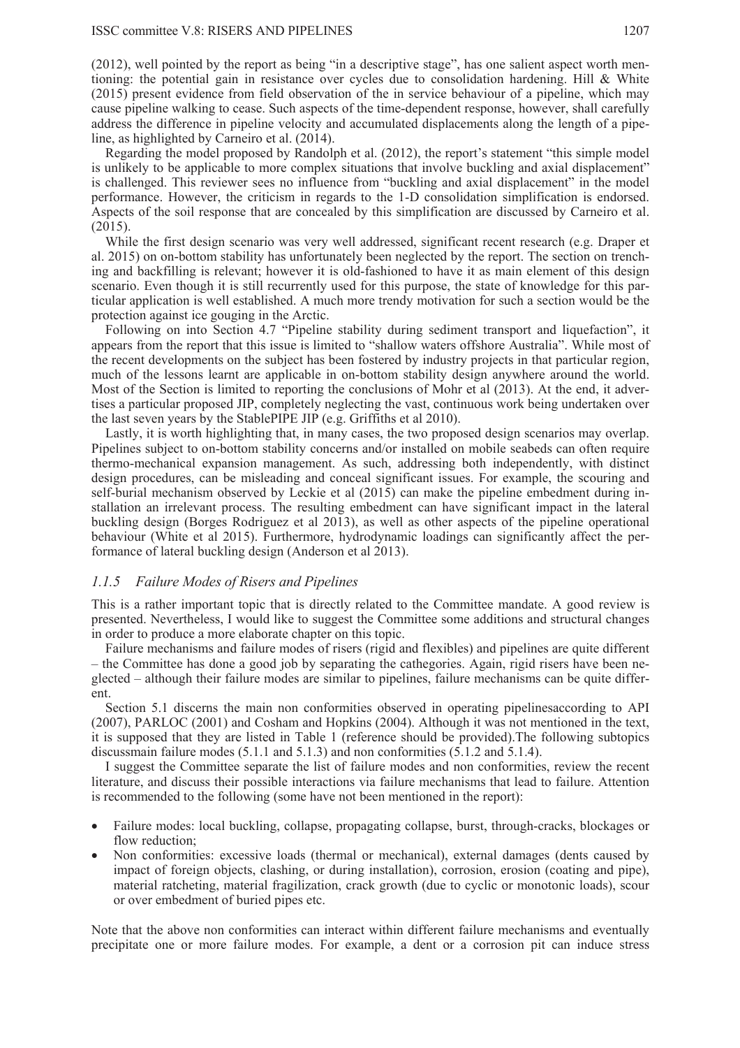(2012), well pointed by the report as being "in a descriptive stage", has one salient aspect worth mentioning: the potential gain in resistance over cycles due to consolidation hardening. Hill & White (2015) present evidence from field observation of the in service behaviour of a pipeline, which may cause pipeline walking to cease. Such aspects of the time-dependent response, however, shall carefully address the difference in pipeline velocity and accumulated displacements along the length of a pipeline, as highlighted by Carneiro et al. (2014).

Regarding the model proposed by Randolph et al. (2012), the report's statement "this simple model is unlikely to be applicable to more complex situations that involve buckling and axial displacement" is challenged. This reviewer sees no influence from "buckling and axial displacement" in the model performance. However, the criticism in regards to the 1-D consolidation simplification is endorsed. Aspects of the soil response that are concealed by this simplification are discussed by Carneiro et al. (2015).

While the first design scenario was very well addressed, significant recent research (e.g. Draper et al. 2015) on on-bottom stability has unfortunately been neglected by the report. The section on trenching and backfilling is relevant; however it is old-fashioned to have it as main element of this design scenario. Even though it is still recurrently used for this purpose, the state of knowledge for this particular application is well established. A much more trendy motivation for such a section would be the protection against ice gouging in the Arctic.

Following on into Section 4.7 "Pipeline stability during sediment transport and liquefaction", it appears from the report that this issue is limited to "shallow waters offshore Australia". While most of the recent developments on the subject has been fostered by industry projects in that particular region, much of the lessons learnt are applicable in on-bottom stability design anywhere around the world. Most of the Section is limited to reporting the conclusions of Mohr et al (2013). At the end, it advertises a particular proposed JIP, completely neglecting the vast, continuous work being undertaken over the last seven years by the StablePIPE JIP (e.g. Griffiths et al 2010).

Lastly, it is worth highlighting that, in many cases, the two proposed design scenarios may overlap. Pipelines subject to on-bottom stability concerns and/or installed on mobile seabeds can often require thermo-mechanical expansion management. As such, addressing both independently, with distinct design procedures, can be misleading and conceal significant issues. For example, the scouring and self-burial mechanism observed by Leckie et al (2015) can make the pipeline embedment during installation an irrelevant process. The resulting embedment can have significant impact in the lateral buckling design (Borges Rodriguez et al 2013), as well as other aspects of the pipeline operational behaviour (White et al 2015). Furthermore, hydrodynamic loadings can significantly affect the performance of lateral buckling design (Anderson et al 2013).

### *1.1.5 Failure Modes of Risers and Pipelines*

This is a rather important topic that is directly related to the Committee mandate. A good review is presented. Nevertheless, I would like to suggest the Committee some additions and structural changes in order to produce a more elaborate chapter on this topic.

Failure mechanisms and failure modes of risers (rigid and flexibles) and pipelines are quite different – the Committee has done a good job by separating the cathegories. Again, rigid risers have been neglected – although their failure modes are similar to pipelines, failure mechanisms can be quite different.

Section 5.1 discerns the main non conformities observed in operating pipelinesaccording to API (2007), PARLOC (2001) and Cosham and Hopkins (2004). Although it was not mentioned in the text, it is supposed that they are listed in Table 1 (reference should be provided).The following subtopics discussmain failure modes (5.1.1 and 5.1.3) and non conformities (5.1.2 and 5.1.4).

I suggest the Committee separate the list of failure modes and non conformities, review the recent literature, and discuss their possible interactions via failure mechanisms that lead to failure. Attention is recommended to the following (some have not been mentioned in the report):

- Failure modes: local buckling, collapse, propagating collapse, burst, through-cracks, blockages or flow reduction;
- Non conformities: excessive loads (thermal or mechanical), external damages (dents caused by impact of foreign objects, clashing, or during installation), corrosion, erosion (coating and pipe), material ratcheting, material fragilization, crack growth (due to cyclic or monotonic loads), scour or over embedment of buried pipes etc.

Note that the above non conformities can interact within different failure mechanisms and eventually precipitate one or more failure modes. For example, a dent or a corrosion pit can induce stress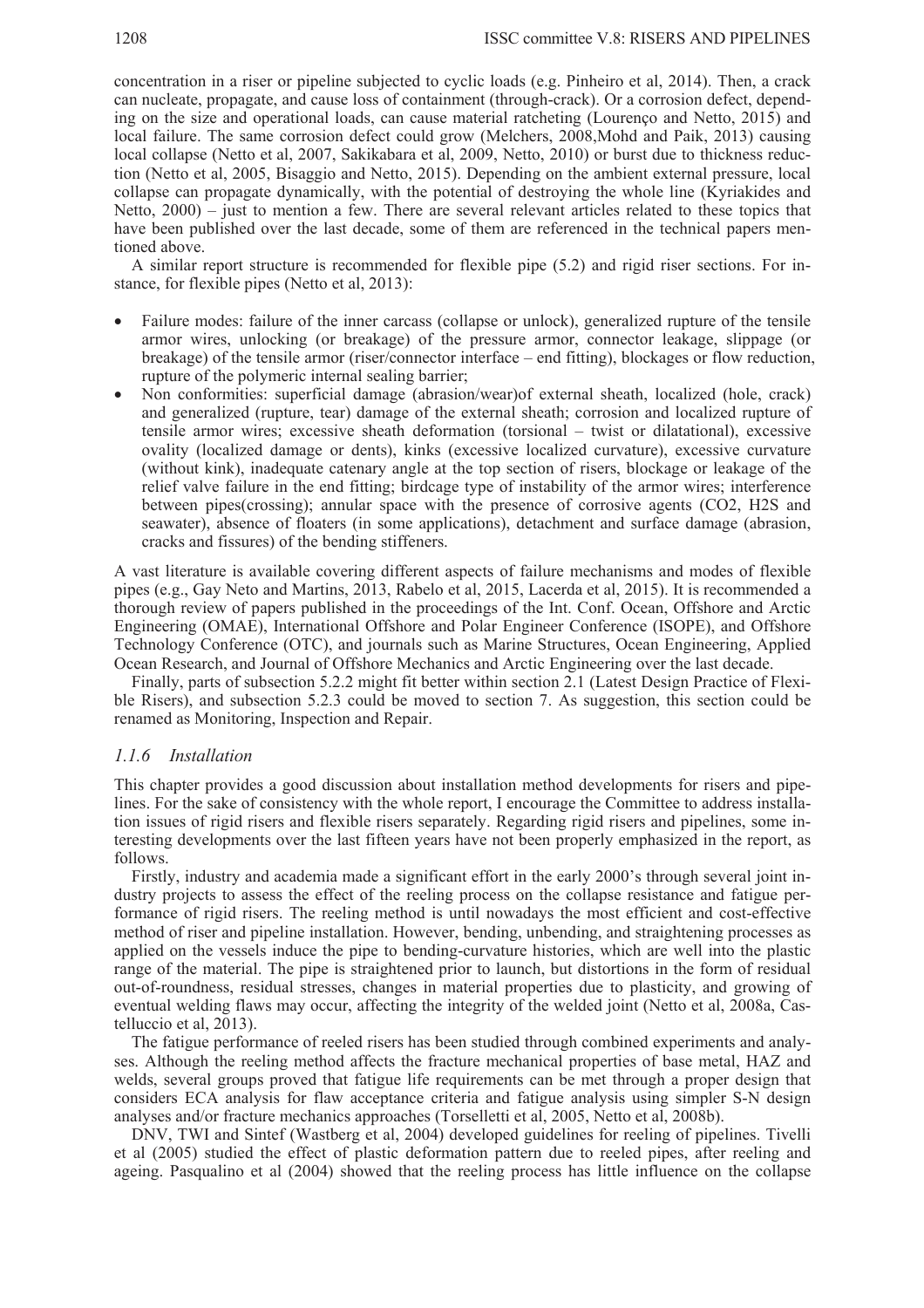concentration in a riser or pipeline subjected to cyclic loads (e.g. Pinheiro et al, 2014). Then, a crack can nucleate, propagate, and cause loss of containment (through-crack). Or a corrosion defect, depending on the size and operational loads, can cause material ratcheting (Lourenço and Netto, 2015) and local failure. The same corrosion defect could grow (Melchers, 2008,Mohd and Paik, 2013) causing local collapse (Netto et al, 2007, Sakikabara et al, 2009, Netto, 2010) or burst due to thickness reduction (Netto et al, 2005, Bisaggio and Netto, 2015). Depending on the ambient external pressure, local collapse can propagate dynamically, with the potential of destroying the whole line (Kyriakides and Netto, 2000) – just to mention a few. There are several relevant articles related to these topics that have been published over the last decade, some of them are referenced in the technical papers mentioned above.

A similar report structure is recommended for flexible pipe (5.2) and rigid riser sections. For instance, for flexible pipes (Netto et al, 2013):

- Failure modes: failure of the inner carcass (collapse or unlock), generalized rupture of the tensile armor wires, unlocking (or breakage) of the pressure armor, connector leakage, slippage (or breakage) of the tensile armor (riser/connector interface – end fitting), blockages or flow reduction, rupture of the polymeric internal sealing barrier;
- Non conformities: superficial damage (abrasion/wear)of external sheath, localized (hole, crack) and generalized (rupture, tear) damage of the external sheath; corrosion and localized rupture of tensile armor wires; excessive sheath deformation (torsional – twist or dilatational), excessive ovality (localized damage or dents), kinks (excessive localized curvature), excessive curvature (without kink), inadequate catenary angle at the top section of risers, blockage or leakage of the relief valve failure in the end fitting; birdcage type of instability of the armor wires; interference between pipes(crossing); annular space with the presence of corrosive agents ($CO_2$, $H_2S$ and seawater), absence of floaters (in some applications), detachment and surface damage (abrasion, cracks and fissures) of the bending stiffeners.

A vast literature is available covering different aspects of failure mechanisms and modes of flexible pipes (e.g., Gay Neto and Martins, 2013, Rabelo et al, 2015, Lacerda et al, 2015). It is recommended a thorough review of papers published in the proceedings of the Int. Conf. Ocean, Offshore and Arctic Engineering (OMAE), International Offshore and Polar Engineer Conference (ISOPE), and Offshore Technology Conference (OTC), and journals such as Marine Structures, Ocean Engineering, Applied Ocean Research, and Journal of Offshore Mechanics and Arctic Engineering over the last decade.

Finally, parts of subsection 5.2.2 might fit better within section 2.1 (Latest Design Practice of Flexible Risers), and subsection 5.2.3 could be moved to section 7. As suggestion, this section could be renamed as Monitoring, Inspection and Repair.

### *1.1.6 Installation*

This chapter provides a good discussion about installation method developments for risers and pipelines. For the sake of consistency with the whole report, I encourage the Committee to address installation issues of rigid risers and flexible risers separately. Regarding rigid risers and pipelines, some interesting developments over the last fifteen years have not been properly emphasized in the report, as follows.

Firstly, industry and academia made a significant effort in the early 2000's through several joint industry projects to assess the effect of the reeling process on the collapse resistance and fatigue performance of rigid risers. The reeling method is until nowadays the most efficient and cost-effective method of riser and pipeline installation. However, bending, unbending, and straightening processes as applied on the vessels induce the pipe to bending-curvature histories, which are well into the plastic range of the material. The pipe is straightened prior to launch, but distortions in the form of residual out-of-roundness, residual stresses, changes in material properties due to plasticity, and growing of eventual welding flaws may occur, affecting the integrity of the welded joint (Netto et al, 2008a, Castelluccio et al, 2013).

The fatigue performance of reeled risers has been studied through combined experiments and analyses. Although the reeling method affects the fracture mechanical properties of base metal, HAZ and welds, several groups proved that fatigue life requirements can be met through a proper design that considers ECA analysis for flaw acceptance criteria and fatigue analysis using simpler S-N design analyses and/or fracture mechanics approaches (Torselletti et al, 2005, Netto et al, 2008b).

DNV, TWI and Sintef (Wastberg et al, 2004) developed guidelines for reeling of pipelines. Tivelli et al (2005) studied the effect of plastic deformation pattern due to reeled pipes, after reeling and ageing. Pasqualino et al (2004) showed that the reeling process has little influence on the collapse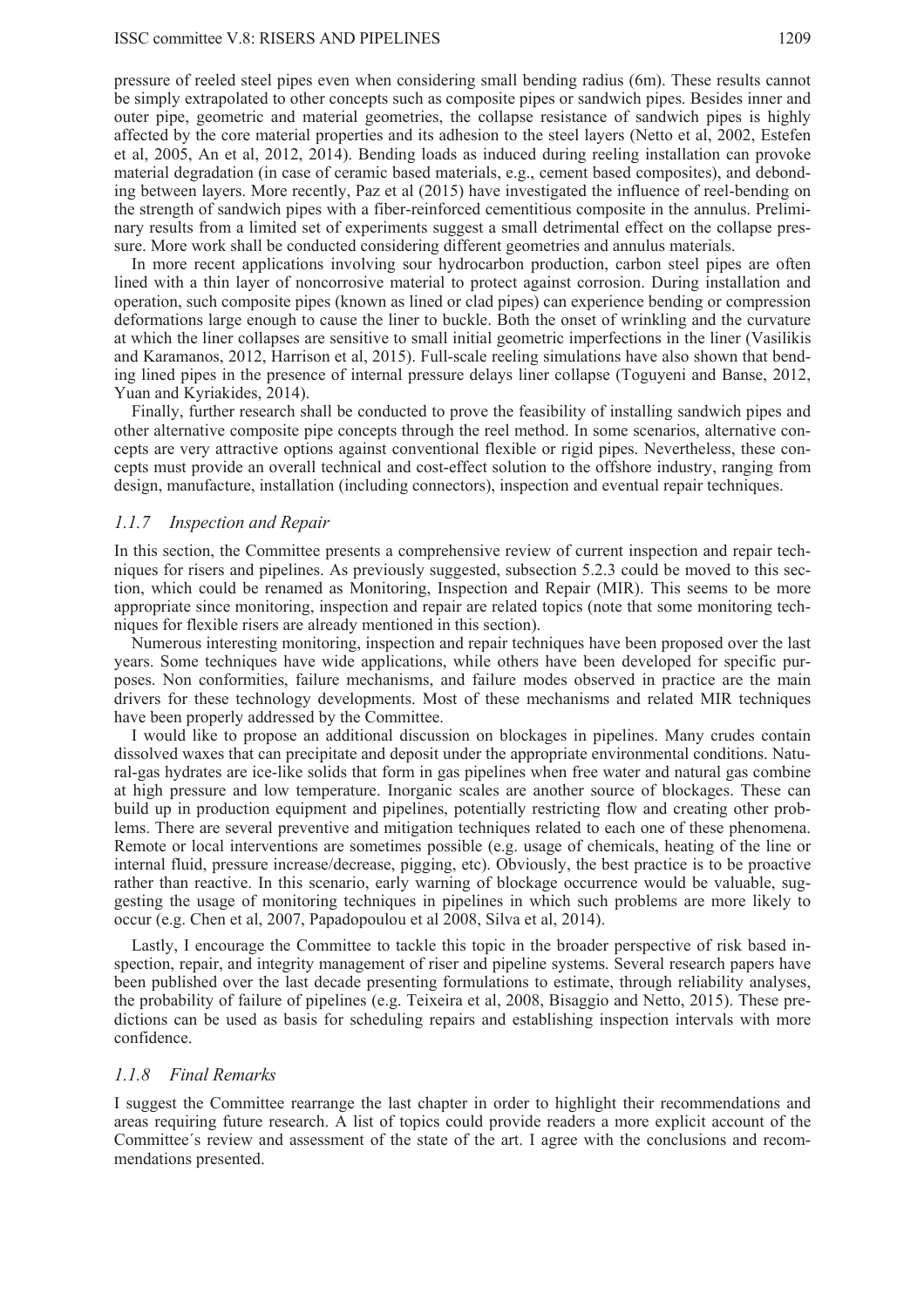pressure of reeled steel pipes even when considering small bending radius (6m). These results cannot be simply extrapolated to other concepts such as composite pipes or sandwich pipes. Besides inner and outer pipe, geometric and material geometries, the collapse resistance of sandwich pipes is highly affected by the core material properties and its adhesion to the steel layers (Netto et al, 2002, Estefen et al, 2005, An et al, 2012, 2014). Bending loads as induced during reeling installation can provoke material degradation (in case of ceramic based materials, e.g., cement based composites), and debonding between layers. More recently, Paz et al (2015) have investigated the influence of reel-bending on the strength of sandwich pipes with a fiber-reinforced cementitious composite in the annulus. Preliminary results from a limited set of experiments suggest a small detrimental effect on the collapse pressure. More work shall be conducted considering different geometries and annulus materials.

In more recent applications involving sour hydrocarbon production, carbon steel pipes are often lined with a thin layer of noncorrosive material to protect against corrosion. During installation and operation, such composite pipes (known as lined or clad pipes) can experience bending or compression deformations large enough to cause the liner to buckle. Both the onset of wrinkling and the curvature at which the liner collapses are sensitive to small initial geometric imperfections in the liner (Vasilikis and Karamanos, 2012, Harrison et al, 2015). Full-scale reeling simulations have also shown that bending lined pipes in the presence of internal pressure delays liner collapse (Toguyeni and Banse, 2012, Yuan and Kyriakides, 2014).

Finally, further research shall be conducted to prove the feasibility of installing sandwich pipes and other alternative composite pipe concepts through the reel method. In some scenarios, alternative concepts are very attractive options against conventional flexible or rigid pipes. Nevertheless, these concepts must provide an overall technical and cost-effect solution to the offshore industry, ranging from design, manufacture, installation (including connectors), inspection and eventual repair techniques.

### *1.1.7 Inspection and Repair*

In this section, the Committee presents a comprehensive review of current inspection and repair techniques for risers and pipelines. As previously suggested, subsection 5.2.3 could be moved to this section, which could be renamed as Monitoring, Inspection and Repair (MIR). This seems to be more appropriate since monitoring, inspection and repair are related topics (note that some monitoring techniques for flexible risers are already mentioned in this section).

Numerous interesting monitoring, inspection and repair techniques have been proposed over the last years. Some techniques have wide applications, while others have been developed for specific purposes. Non conformities, failure mechanisms, and failure modes observed in practice are the main drivers for these technology developments. Most of these mechanisms and related MIR techniques have been properly addressed by the Committee.

I would like to propose an additional discussion on blockages in pipelines. Many crudes contain dissolved waxes that can precipitate and deposit under the appropriate environmental conditions. Natural-gas hydrates are ice-like solids that form in gas pipelines when free water and natural gas combine at high pressure and low temperature. Inorganic scales are another source of blockages. These can build up in production equipment and pipelines, potentially restricting flow and creating other problems. There are several preventive and mitigation techniques related to each one of these phenomena. Remote or local interventions are sometimes possible (e.g. usage of chemicals, heating of the line or internal fluid, pressure increase/decrease, pigging, etc). Obviously, the best practice is to be proactive rather than reactive. In this scenario, early warning of blockage occurrence would be valuable, suggesting the usage of monitoring techniques in pipelines in which such problems are more likely to occur (e.g. Chen et al, 2007, Papadopoulou et al 2008, Silva et al, 2014).

Lastly, I encourage the Committee to tackle this topic in the broader perspective of risk based inspection, repair, and integrity management of riser and pipeline systems. Several research papers have been published over the last decade presenting formulations to estimate, through reliability analyses, the probability of failure of pipelines (e.g. Teixeira et al, 2008, Bisaggio and Netto, 2015). These predictions can be used as basis for scheduling repairs and establishing inspection intervals with more confidence.

### *1.1.8 Final Remarks*

I suggest the Committee rearrange the last chapter in order to highlight their recommendations and areas requiring future research. A list of topics could provide readers a more explicit account of the Committee´s review and assessment of the state of the art. I agree with the conclusions and recommendations presented.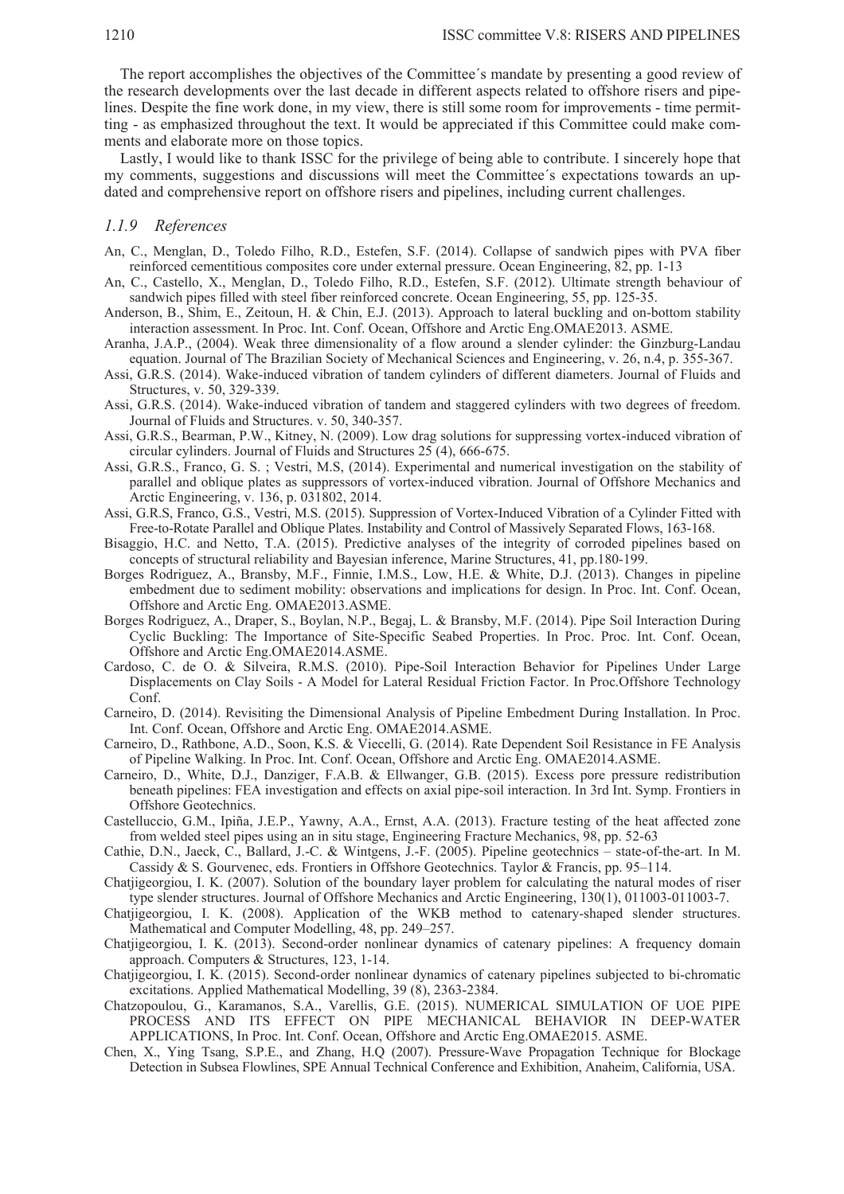The report accomplishes the objectives of the Committee´s mandate by presenting a good review of the research developments over the last decade in different aspects related to offshore risers and pipelines. Despite the fine work done, in my view, there is still some room for improvements - time permitting - as emphasized throughout the text. It would be appreciated if this Committee could make comments and elaborate more on those topics.

Lastly, I would like to thank ISSC for the privilege of being able to contribute. I sincerely hope that my comments, suggestions and discussions will meet the Committee´s expectations towards an updated and comprehensive report on offshore risers and pipelines, including current challenges.

### *1.1.9 References*

An, C., Menglan, D., Toledo Filho, R.D., Estefen, S.F. (2014). Collapse of sandwich pipes with PVA fiber reinforced cementitious composites core under external pressure. Ocean Engineering, 82, pp. 1-13

An, C., Castello, X., Menglan, D., Toledo Filho, R.D., Estefen, S.F. (2012). Ultimate strength behaviour of sandwich pipes filled with steel fiber reinforced concrete. Ocean Engineering, 55, pp. 125-35.

Anderson, B., Shim, E., Zeitoun, H. & Chin, E.J. (2013). Approach to lateral buckling and on-bottom stability interaction assessment. In Proc. Int. Conf. Ocean, Offshore and Arctic Eng.OMAE2013. ASME.

Aranha, J.A.P., (2004). Weak three dimensionality of a flow around a slender cylinder: the Ginzburg-Landau equation. Journal of The Brazilian Society of Mechanical Sciences and Engineering, v. 26, n.4, p. 355-367.

Assi, G.R.S. (2014). Wake-induced vibration of tandem cylinders of different diameters. Journal of Fluids and Structures, v. 50, 329-339.

Assi, G.R.S. (2014). Wake-induced vibration of tandem and staggered cylinders with two degrees of freedom. Journal of Fluids and Structures. v. 50, 340-357.

Assi, G.R.S., Bearman, P.W., Kitney, N. (2009). Low drag solutions for suppressing vortex-induced vibration of circular cylinders. Journal of Fluids and Structures 25 (4), 666-675.

Assi, G.R.S., Franco, G. S. ; Vestri, M.S, (2014). Experimental and numerical investigation on the stability of parallel and oblique plates as suppressors of vortex-induced vibration. Journal of Offshore Mechanics and Arctic Engineering, v. 136, p. 031802, 2014.

Assi, G.R.S, Franco, G.S., Vestri, M.S. (2015). Suppression of Vortex-Induced Vibration of a Cylinder Fitted with Free-to-Rotate Parallel and Oblique Plates. Instability and Control of Massively Separated Flows, 163-168.

Bisaggio, H.C. and Netto, T.A. (2015). Predictive analyses of the integrity of corroded pipelines based on concepts of structural reliability and Bayesian inference, Marine Structures, 41, pp.180-199.

Borges Rodriguez, A., Bransby, M.F., Finnie, I.M.S., Low, H.E. & White, D.J. (2013). Changes in pipeline embedment due to sediment mobility: observations and implications for design. In Proc. Int. Conf. Ocean, Offshore and Arctic Eng. OMAE2013.ASME.

Borges Rodriguez, A., Draper, S., Boylan, N.P., Begaj, L. & Bransby, M.F. (2014). Pipe Soil Interaction During Cyclic Buckling: The Importance of Site-Specific Seabed Properties. In Proc. Proc. Int. Conf. Ocean, Offshore and Arctic Eng.OMAE2014.ASME.

Cardoso, C. de O. & Silveira, R.M.S. (2010). Pipe-Soil Interaction Behavior for Pipelines Under Large Displacements on Clay Soils - A Model for Lateral Residual Friction Factor. In Proc.Offshore Technology Conf.

Carneiro, D. (2014). Revisiting the Dimensional Analysis of Pipeline Embedment During Installation. In Proc. Int. Conf. Ocean, Offshore and Arctic Eng. OMAE2014.ASME.

Carneiro, D., Rathbone, A.D., Soon, K.S. & Viecelli, G. (2014). Rate Dependent Soil Resistance in FE Analysis of Pipeline Walking. In Proc. Int. Conf. Ocean, Offshore and Arctic Eng. OMAE2014.ASME.

Carneiro, D., White, D.J., Danziger, F.A.B. & Ellwanger, G.B. (2015). Excess pore pressure redistribution beneath pipelines: FEA investigation and effects on axial pipe-soil interaction. In 3rd Int. Symp. Frontiers in Offshore Geotechnics.

Castelluccio, G.M., Ipiña, J.E.P., Yawny, A.A., Ernst, A.A. (2013). Fracture testing of the heat affected zone from welded steel pipes using an in situ stage, Engineering Fracture Mechanics, 98, pp. 52-63

Cathie, D.N., Jaeck, C., Ballard, J.-C. & Wintgens, J.-F. (2005). Pipeline geotechnics – state-of-the-art. In M. Cassidy & S. Gourvenec, eds. Frontiers in Offshore Geotechnics. Taylor & Francis, pp. 95–114.

Chatjigeorgiou, I. K. (2007). Solution of the boundary layer problem for calculating the natural modes of riser type slender structures. Journal of Offshore Mechanics and Arctic Engineering, 130(1), 011003-011003-7.

Chatjigeorgiou, I. K. (2008). Application of the WKB method to catenary-shaped slender structures. Mathematical and Computer Modelling, 48, pp. 249–257.

Chatjigeorgiou, I. K. (2013). Second-order nonlinear dynamics of catenary pipelines: A frequency domain approach. Computers & Structures, 123, 1-14.

Chatjigeorgiou, I. K. (2015). Second-order nonlinear dynamics of catenary pipelines subjected to bi-chromatic excitations. Applied Mathematical Modelling, 39 (8), 2363-2384.

Chatzopoulou, G., Karamanos, S.A., Varellis, G.E. (2015). NUMERICAL SIMULATION OF UOE PIPE PROCESS AND ITS EFFECT ON PIPE MECHANICAL BEHAVIOR IN DEEP-WATER APPLICATIONS, In Proc. Int. Conf. Ocean, Offshore and Arctic Eng.OMAE2015. ASME.

Chen, X., Ying Tsang, S.P.E., and Zhang, H.Q (2007). Pressure-Wave Propagation Technique for Blockage Detection in Subsea Flowlines, SPE Annual Technical Conference and Exhibition, Anaheim, California, USA.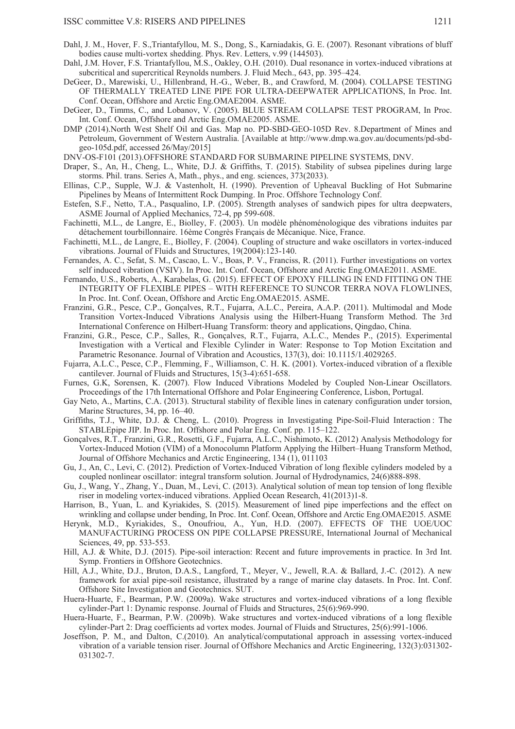Dahl, J. M., Hover, F. S.,Triantafyllou, M. S., Dong, S., Karniadakis, G. E. (2007). Resonant vibrations of bluff bodies cause multi-vortex shedding. Phys. Rev. Letters, v.99 (144503).

Dahl, J.M. Hover, F.S. Triantafyllou, M.S., Oakley, O.H. (2010). Dual resonance in vortex-induced vibrations at subcritical and supercritical Reynolds numbers. J. Fluid Mech., 643, pp. 395–424.

DeGeer, D., Marewiski, U., Hillenbrand, H.-G., Weber, B., and Crawford, M. (2004). COLLAPSE TESTING OF THERMALLY TREATED LINE PIPE FOR ULTRA-DEEPWATER APPLICATIONS, In Proc. Int. Conf. Ocean, Offshore and Arctic Eng.OMAE2004. ASME.

DeGeer, D., Timms, C., and Lobanov, V. (2005). BLUE STREAM COLLAPSE TEST PROGRAM, In Proc. Int. Conf. Ocean, Offshore and Arctic Eng.OMAE2005. ASME.

DMP (2014).North West Shelf Oil and Gas. Map no. PD-SBD-GEO-105D Rev. 8.Department of Mines and Petroleum, Government of Western Australia. [Available at http://www.dmp.wa.gov.au/documents/pd-sbd-geo-105d.pdf, accessed 26/May/2015]

DNV-OS-F101 (2013).OFFSHORE STANDARD FOR SUBMARINE PIPELINE SYSTEMS, DNV.

Draper, S., An, H., Cheng, L., White, D.J. & Griffiths, T. (2015). Stability of subsea pipelines during large storms. Phil. trans. Series A, Math., phys., and eng. sciences, 373(2033).

Ellinas, C.P., Supple, W.J. & Vastenholt, H. (1990). Prevention of Upheaval Buckling of Hot Submarine Pipelines by Means of Intermittent Rock Dumping. In Proc. Offshore Technology Conf.

Estefen, S.F., Netto, T.A., Pasqualino, I.P. (2005). Strength analyses of sandwich pipes for ultra deepwaters, ASME Journal of Applied Mechanics, 72-4, pp 599-608.

Fachinetti, M.L., de Langre, E., Biolley, F. (2003). Un modèle phénoménologique des vibrations induites par détachement tourbillonnaire. 16ème Congrès Français de Mécanique. Nice, France.

Fachinetti, M.L., de Langre, E., Biolley, F. (2004). Coupling of structure and wake oscillators in vortex-induced vibrations. Journal of Fluids and Structures, 19(2004):123-140.

Fernandes, A. C., Sefat, S. M., Cascao, L. V., Boas, P. V., Franciss, R. (2011). Further investigations on vortex self induced vibration (VSIV). In Proc. Int. Conf. Ocean, Offshore and Arctic Eng.OMAE2011. ASME.

Fernando, U.S., Roberts, A., Karabelas, G. (2015). EFFECT OF EPOXY FILLING IN END FITTING ON THE INTEGRITY OF FLEXIBLE PIPES – WITH REFERENCE TO SUNCOR TERRA NOVA FLOWLINES, In Proc. Int. Conf. Ocean, Offshore and Arctic Eng.OMAE2015. ASME.

Franzini, G.R., Pesce, C.P., Gonçalves, R.T., Fujarra, A.L.C., Pereira, A.A.P. (2011). Multimodal and Mode Transition Vortex-Induced Vibrations Analysis using the Hilbert-Huang Transform Method. The 3rd International Conference on Hilbert-Huang Transform: theory and applications, Qingdao, China.

Franzini, G.R., Pesce, C.P., Salles, R., Gonçalves, R.T., Fujarra, A.L.C., Mendes P., (2015). Experimental Investigation with a Vertical and Flexible Cylinder in Water: Response to Top Motion Excitation and Parametric Resonance. Journal of Vibration and Acoustics, 137(3), doi: 10.1115/1.4029265.

Fujarra, A.L.C., Pesce, C.P., Flemming, F., Williamson, C. H. K. (2001). Vortex-induced vibration of a flexible cantilever. Journal of Fluids and Structures, 15(3-4):651-658.

Furnes, G.K, Sorensen, K. (2007). Flow Induced Vibrations Modeled by Coupled Non-Linear Oscillators. Proceedings of the 17th International Offshore and Polar Engineering Conference, Lisbon, Portugal.

Gay Neto, A., Martins, C.A. (2013). Structural stability of flexible lines in catenary configuration under torsion, Marine Structures, 34, pp. 16–40.

Griffiths, T.J., White, D.J. & Cheng, L. (2010). Progress in Investigating Pipe-Soil-Fluid Interaction : The STABLEpipe JIP. In Proc. Int. Offshore and Polar Eng. Conf. pp. 115–122.

Gonçalves, R.T., Franzini, G.R., Rosetti, G.F., Fujarra, A.L.C., Nishimoto, K. (2012) Analysis Methodology for Vortex-Induced Motion (VIM) of a Monocolumn Platform Applying the Hilbert–Huang Transform Method, Journal of Offshore Mechanics and Arctic Engineering, 134 (1), 011103

Gu, J., An, C., Levi, C. (2012). Prediction of Vortex-Induced Vibration of long flexible cylinders modeled by a coupled nonlinear oscillator: integral transform solution. Journal of Hydrodynamics, 24(6)888-898.

Gu, J., Wang, Y., Zhang, Y., Duan, M., Levi, C. (2013). Analytical solution of mean top tension of long flexible riser in modeling vortex-induced vibrations. Applied Ocean Research, 41(2013)1-8.

Harrison, B., Yuan, L. and Kyriakides, S. (2015). Measurement of lined pipe imperfections and the effect on wrinkling and collapse under bending, In Proc. Int. Conf. Ocean, Offshore and Arctic Eng.OMAE2015. ASME

Herynk, M.D., Kyriakides, S., Onoufriou, A., Yun, H.D. (2007). EFFECTS OF THE UOE/UOC MANUFACTURING PROCESS ON PIPE COLLAPSE PRESSURE, International Journal of Mechanical Sciences, 49, pp. 533-553.

Hill, A.J. & White, D.J. (2015). Pipe-soil interaction: Recent and future improvements in practice. In 3rd Int. Symp. Frontiers in Offshore Geotechnics.

Hill, A.J., White, D.J., Bruton, D.A.S., Langford, T., Meyer, V., Jewell, R.A. & Ballard, J.-C. (2012). A new framework for axial pipe-soil resistance, illustrated by a range of marine clay datasets. In Proc. Int. Conf. Offshore Site Investigation and Geotechnics. SUT.

Huera-Huarte, F., Bearman, P.W. (2009a). Wake structures and vortex-induced vibrations of a long flexible cylinder-Part 1: Dynamic response. Journal of Fluids and Structures, 25(6):969-990.

Huera-Huarte, F., Bearman, P.W. (2009b). Wake structures and vortex-induced vibrations of a long flexible cylinder-Part 2: Drag coefficients ad vortex modes. Journal of Fluids and Structures, 25(6):991-1006.

Joseffson, P. M., and Dalton, C.(2010). An analytical/computational approach in assessing vortex-induced vibration of a variable tension riser. Journal of Offshore Mechanics and Arctic Engineering, 132(3):031302-031302-7.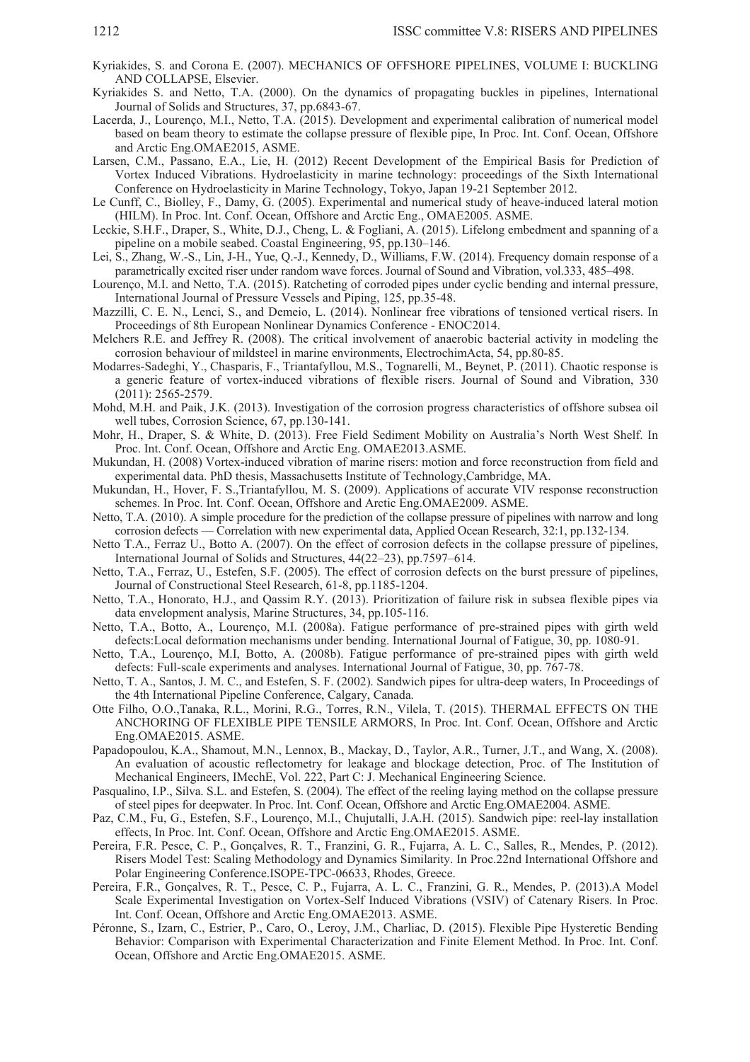Kyriakides, S. and Corona E. (2007). MECHANICS OF OFFSHORE PIPELINES, VOLUME I: BUCKLING AND COLLAPSE, Elsevier.

Kyriakides S. and Netto, T.A. (2000). On the dynamics of propagating buckles in pipelines, International Journal of Solids and Structures, 37, pp.6843-67.

Lacerda, J., Lourenço, M.I., Netto, T.A. (2015). Development and experimental calibration of numerical model based on beam theory to estimate the collapse pressure of flexible pipe, In Proc. Int. Conf. Ocean, Offshore and Arctic Eng.OMAE2015, ASME.

Larsen, C.M., Passano, E.A., Lie, H. (2012) Recent Development of the Empirical Basis for Prediction of Vortex Induced Vibrations. Hydroelasticity in marine technology: proceedings of the Sixth International Conference on Hydroelasticity in Marine Technology, Tokyo, Japan 19-21 September 2012.

Le Cunff, C., Biolley, F., Damy, G. (2005). Experimental and numerical study of heave-induced lateral motion (HILM). In Proc. Int. Conf. Ocean, Offshore and Arctic Eng., OMAE2005. ASME.

Leckie, S.H.F., Draper, S., White, D.J., Cheng, L. & Fogliani, A. (2015). Lifelong embedment and spanning of a pipeline on a mobile seabed. Coastal Engineering, 95, pp.130–146.

Lei, S., Zhang, W.-S., Lin, J-H., Yue, Q.-J., Kennedy, D., Williams, F.W. (2014). Frequency domain response of a parametrically excited riser under random wave forces. Journal of Sound and Vibration, vol.333, 485–498.

Lourenço, M.I. and Netto, T.A. (2015). Ratcheting of corroded pipes under cyclic bending and internal pressure, International Journal of Pressure Vessels and Piping, 125, pp.35-48.

Mazzilli, C. E. N., Lenci, S., and Demeio, L. (2014). Nonlinear free vibrations of tensioned vertical risers. In Proceedings of 8th European Nonlinear Dynamics Conference - ENOC2014.

Melchers R.E. and Jeffrey R. (2008). The critical involvement of anaerobic bacterial activity in modeling the corrosion behaviour of mildsteel in marine environments, ElectrochimActa, 54, pp.80-85.

Modarres-Sadeghi, Y., Chasparis, F., Triantafyllou, M.S., Tognarelli, M., Beynet, P. (2011). Chaotic response is a generic feature of vortex-induced vibrations of flexible risers. Journal of Sound and Vibration, 330 (2011): 2565-2579.

Mohd, M.H. and Paik, J.K. (2013). Investigation of the corrosion progress characteristics of offshore subsea oil well tubes, Corrosion Science, 67, pp.130-141.

Mohr, H., Draper, S. & White, D. (2013). Free Field Sediment Mobility on Australia's North West Shelf. In Proc. Int. Conf. Ocean, Offshore and Arctic Eng. OMAE2013.ASME.

Mukundan, H. (2008) Vortex-induced vibration of marine risers: motion and force reconstruction from field and experimental data. PhD thesis, Massachusetts Institute of Technology,Cambridge, MA.

Mukundan, H., Hover, F. S.,Triantafyllou, M. S. (2009). Applications of accurate VIV response reconstruction schemes. In Proc. Int. Conf. Ocean, Offshore and Arctic Eng.OMAE2009. ASME.

Netto, T.A. (2010). A simple procedure for the prediction of the collapse pressure of pipelines with narrow and long corrosion defects — Correlation with new experimental data, Applied Ocean Research, 32:1, pp.132-134.

Netto T.A., Ferraz U., Botto A. (2007). On the effect of corrosion defects in the collapse pressure of pipelines, International Journal of Solids and Structures, 44(22–23), pp.7597–614.

Netto, T.A., Ferraz, U., Estefen, S.F. (2005). The effect of corrosion defects on the burst pressure of pipelines, Journal of Constructional Steel Research, 61-8, pp.1185-1204.

Netto, T.A., Honorato, H.J., and Qassim R.Y. (2013). Prioritization of failure risk in subsea flexible pipes via data envelopment analysis, Marine Structures, 34, pp.105-116.

Netto, T.A., Botto, A., Lourenço, M.I. (2008a). Fatigue performance of pre-strained pipes with girth weld defects:Local deformation mechanisms under bending. International Journal of Fatigue, 30, pp. 1080-91.

Netto, T.A., Lourenço, M.I, Botto, A. (2008b). Fatigue performance of pre-strained pipes with girth weld defects: Full-scale experiments and analyses. International Journal of Fatigue, 30, pp. 767-78.

Netto, T. A., Santos, J. M. C., and Estefen, S. F. (2002). Sandwich pipes for ultra-deep waters, In Proceedings of the 4th International Pipeline Conference, Calgary, Canada.

Otte Filho, O.O.,Tanaka, R.L., Morini, R.G., Torres, R.N., Vilela, T. (2015). THERMAL EFFECTS ON THE ANCHORING OF FLEXIBLE PIPE TENSILE ARMORS, In Proc. Int. Conf. Ocean, Offshore and Arctic Eng.OMAE2015. ASME.

Papadopoulou, K.A., Shamout, M.N., Lennox, B., Mackay, D., Taylor, A.R., Turner, J.T., and Wang, X. (2008). An evaluation of acoustic reflectometry for leakage and blockage detection, Proc. of The Institution of Mechanical Engineers, IMechE, Vol. 222, Part C: J. Mechanical Engineering Science.

Pasqualino, I.P., Silva. S.L. and Estefen, S. (2004). The effect of the reeling laying method on the collapse pressure of steel pipes for deepwater. In Proc. Int. Conf. Ocean, Offshore and Arctic Eng.OMAE2004. ASME.

Paz, C.M., Fu, G., Estefen, S.F., Lourenço, M.I., Chujutalli, J.A.H. (2015). Sandwich pipe: reel-lay installation effects, In Proc. Int. Conf. Ocean, Offshore and Arctic Eng.OMAE2015. ASME.

Pereira, F.R. Pesce, C. P., Gonçalves, R. T., Franzini, G. R., Fujarra, A. L. C., Salles, R., Mendes, P. (2012). Risers Model Test: Scaling Methodology and Dynamics Similarity. In Proc.22nd International Offshore and Polar Engineering Conference.ISOPE-TPC-06633, Rhodes, Greece.

Pereira, F.R., Gonçalves, R. T., Pesce, C. P., Fujarra, A. L. C., Franzini, G. R., Mendes, P. (2013).A Model Scale Experimental Investigation on Vortex-Self Induced Vibrations (VSIV) of Catenary Risers. In Proc. Int. Conf. Ocean, Offshore and Arctic Eng.OMAE2013. ASME.

Péronne, S., Izarn, C., Estrier, P., Caro, O., Leroy, J.M., Charliac, D. (2015). Flexible Pipe Hysteretic Bending Behavior: Comparison with Experimental Characterization and Finite Element Method. In Proc. Int. Conf. Ocean, Offshore and Arctic Eng.OMAE2015. ASME.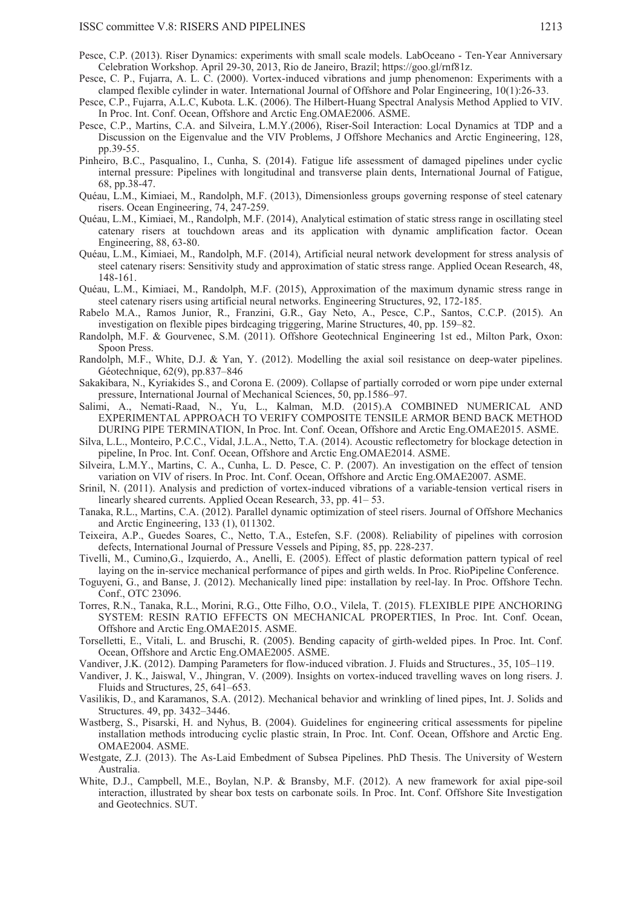Pesce, C.P. (2013). Riser Dynamics: experiments with small scale models. LabOceano - Ten-Year Anniversary Celebration Workshop. April 29-30, 2013, Rio de Janeiro, Brazil; https://goo.gl/rnf81z.

Pesce, C. P., Fujarra, A. L. C. (2000). Vortex-induced vibrations and jump phenomenon: Experiments with a clamped flexible cylinder in water. International Journal of Offshore and Polar Engineering, 10(1):26-33.

Pesce, C.P., Fujarra, A.L.C, Kubota. L.K. (2006). The Hilbert-Huang Spectral Analysis Method Applied to VIV. In Proc. Int. Conf. Ocean, Offshore and Arctic Eng.OMAE2006. ASME.

Pesce, C.P., Martins, C.A. and Silveira, L.M.Y.(2006), Riser-Soil Interaction: Local Dynamics at TDP and a Discussion on the Eigenvalue and the VIV Problems, J Offshore Mechanics and Arctic Engineering, 128, pp.39-55.

Pinheiro, B.C., Pasqualino, I., Cunha, S. (2014). Fatigue life assessment of damaged pipelines under cyclic internal pressure: Pipelines with longitudinal and transverse plain dents, International Journal of Fatigue, 68, pp.38-47.

Quéau, L.M., Kimiaei, M., Randolph, M.F. (2013), Dimensionless groups governing response of steel catenary risers. Ocean Engineering, 74, 247-259.

Quéau, L.M., Kimiaei, M., Randolph, M.F. (2014), Analytical estimation of static stress range in oscillating steel catenary risers at touchdown areas and its application with dynamic amplification factor. Ocean Engineering, 88, 63-80.

Quéau, L.M., Kimiaei, M., Randolph, M.F. (2014), Artificial neural network development for stress analysis of steel catenary risers: Sensitivity study and approximation of static stress range. Applied Ocean Research, 48, 148-161.

Quéau, L.M., Kimiaei, M., Randolph, M.F. (2015), Approximation of the maximum dynamic stress range in steel catenary risers using artificial neural networks. Engineering Structures, 92, 172-185.

Rabelo M.A., Ramos Junior, R., Franzini, G.R., Gay Neto, A., Pesce, C.P., Santos, C.C.P. (2015). An investigation on flexible pipes birdcaging triggering, Marine Structures, 40, pp. 159–82.

Randolph, M.F. & Gourvenec, S.M. (2011). Offshore Geotechnical Engineering 1st ed., Milton Park, Oxon: Spoon Press.

Randolph, M.F., White, D.J. & Yan, Y. (2012). Modelling the axial soil resistance on deep-water pipelines. Géotechnique, 62(9), pp.837–846

Sakakibara, N., Kyriakides S., and Corona E. (2009). Collapse of partially corroded or worn pipe under external pressure, International Journal of Mechanical Sciences, 50, pp.1586–97.

Salimi, A., Nemati-Raad, N., Yu, L., Kalman, M.D. (2015).A COMBINED NUMERICAL AND EXPERIMENTAL APPROACH TO VERIFY COMPOSITE TENSILE ARMOR BEND BACK METHOD DURING PIPE TERMINATION, In Proc. Int. Conf. Ocean, Offshore and Arctic Eng.OMAE2015. ASME.

Silva, L.L., Monteiro, P.C.C., Vidal, J.L.A., Netto, T.A. (2014). Acoustic reflectometry for blockage detection in pipeline, In Proc. Int. Conf. Ocean, Offshore and Arctic Eng.OMAE2014. ASME.

Silveira, L.M.Y., Martins, C. A., Cunha, L. D. Pesce, C. P. (2007). An investigation on the effect of tension variation on VIV of risers. In Proc. Int. Conf. Ocean, Offshore and Arctic Eng.OMAE2007. ASME.

Srinil, N. (2011). Analysis and prediction of vortex-induced vibrations of a variable-tension vertical risers in linearly sheared currents. Applied Ocean Research, 33, pp. 41– 53.

Tanaka, R.L., Martins, C.A. (2012). Parallel dynamic optimization of steel risers. Journal of Offshore Mechanics and Arctic Engineering, 133 (1), 011302.

Teixeira, A.P., Guedes Soares, C., Netto, T.A., Estefen, S.F. (2008). Reliability of pipelines with corrosion defects, International Journal of Pressure Vessels and Piping, 85, pp. 228-237.

Tivelli, M., Cumino,G., Izquierdo, A., Anelli, E. (2005). Effect of plastic deformation pattern typical of reel laying on the in-service mechanical performance of pipes and girth welds. In Proc. RioPipeline Conference.

Toguyeni, G., and Banse, J. (2012). Mechanically lined pipe: installation by reel-lay. In Proc. Offshore Techn. Conf., OTC 23096.

Torres, R.N., Tanaka, R.L., Morini, R.G., Otte Filho, O.O., Vilela, T. (2015). FLEXIBLE PIPE ANCHORING SYSTEM: RESIN RATIO EFFECTS ON MECHANICAL PROPERTIES, In Proc. Int. Conf. Ocean, Offshore and Arctic Eng.OMAE2015. ASME.

Torselletti, E., Vitali, L. and Bruschi, R. (2005). Bending capacity of girth-welded pipes. In Proc. Int. Conf. Ocean, Offshore and Arctic Eng.OMAE2005. ASME.

Vandiver, J.K. (2012). Damping Parameters for flow-induced vibration. J. Fluids and Structures., 35, 105–119.

Vandiver, J. K., Jaiswal, V., Jhingran, V. (2009). Insights on vortex-induced travelling waves on long risers. J. Fluids and Structures, 25, 641–653.

Vasilikis, D., and Karamanos, S.A. (2012). Mechanical behavior and wrinkling of lined pipes, Int. J. Solids and Structures. 49, pp. 3432–3446.

Wastberg, S., Pisarski, H. and Nyhus, B. (2004). Guidelines for engineering critical assessments for pipeline installation methods introducing cyclic plastic strain, In Proc. Int. Conf. Ocean, Offshore and Arctic Eng. OMAE2004. ASME.

Westgate, Z.J. (2013). The As-Laid Embedment of Subsea Pipelines. PhD Thesis. The University of Western Australia.

White, D.J., Campbell, M.E., Boylan, N.P. & Bransby, M.F. (2012). A new framework for axial pipe-soil interaction, illustrated by shear box tests on carbonate soils. In Proc. Int. Conf. Offshore Site Investigation and Geotechnics. SUT.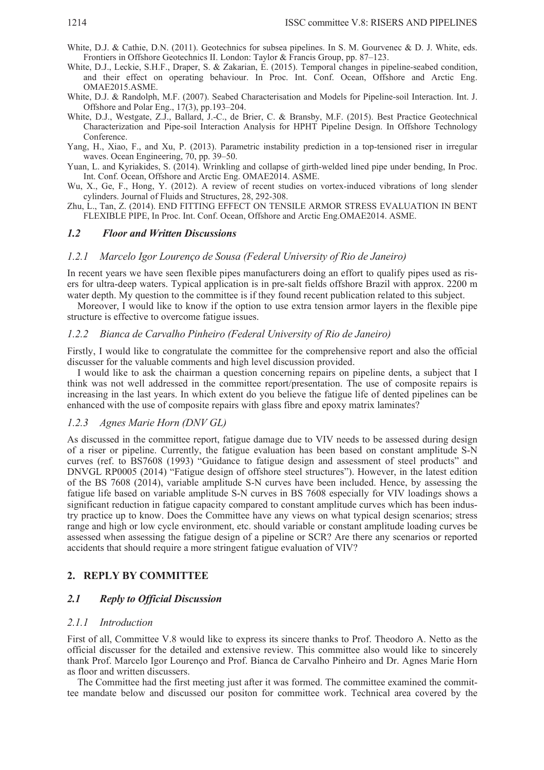White, D.J. & Cathie, D.N. (2011). Geotechnics for subsea pipelines. In S. M. Gourvenec & D. J. White, eds. Frontiers in Offshore Geotechnics II. London: Taylor & Francis Group, pp. 87–123.

White, D.J., Leckie, S.H.F., Draper, S. & Zakarian, E. (2015). Temporal changes in pipeline-seabed condition, and their effect on operating behaviour. In Proc. Int. Conf. Ocean, Offshore and Arctic Eng. OMAE2015.ASME.

White, D.J. & Randolph, M.F. (2007). Seabed Characterisation and Models for Pipeline-soil Interaction. Int. J. Offshore and Polar Eng., 17(3), pp.193–204.

White, D.J., Westgate, Z.J., Ballard, J.-C., de Brier, C. & Bransby, M.F. (2015). Best Practice Geotechnical Characterization and Pipe-soil Interaction Analysis for HPHT Pipeline Design. In Offshore Technology Conference.

Yang, H., Xiao, F., and Xu, P. (2013). Parametric instability prediction in a top-tensioned riser in irregular waves. Ocean Engineering, 70, pp. 39–50.

Yuan, L. and Kyriakides, S. (2014). Wrinkling and collapse of girth-welded lined pipe under bending, In Proc. Int. Conf. Ocean, Offshore and Arctic Eng. OMAE2014. ASME.

Wu, X., Ge, F., Hong, Y. (2012). A review of recent studies on vortex-induced vibrations of long slender cylinders. Journal of Fluids and Structures, 28, 292-308.

Zhu, L., Tan, Z. (2014). END FITTING EFFECT ON TENSILE ARMOR STRESS EVALUATION IN BENT FLEXIBLE PIPE, In Proc. Int. Conf. Ocean, Offshore and Arctic Eng.OMAE2014. ASME.

### *1.2 Floor and Written Discussions*

#### *1.2.1 Marcelo Igor Lourenço de Sousa (Federal University of Rio de Janeiro)*

In recent years we have seen flexible pipes manufacturers doing an effort to qualify pipes used as risers for ultra-deep waters. Typical application is in pre-salt fields offshore Brazil with approx. 2200 m water depth. My question to the committee is if they found recent publication related to this subject.

Moreover, I would like to know if the option to use extra tension armor layers in the flexible pipe structure is effective to overcome fatigue issues.

#### *1.2.2 Bianca de Carvalho Pinheiro (Federal University of Rio de Janeiro)*

Firstly, I would like to congratulate the committee for the comprehensive report and also the official discusser for the valuable comments and high level discussion provided.

I would like to ask the chairman a question concerning repairs on pipeline dents, a subject that I think was not well addressed in the committee report/presentation. The use of composite repairs is increasing in the last years. In which extent do you believe the fatigue life of dented pipelines can be enhanced with the use of composite repairs with glass fibre and epoxy matrix laminates?

#### *1.2.3 Agnes Marie Horn (DNV GL)*

As discussed in the committee report, fatigue damage due to VIV needs to be assessed during design of a riser or pipeline. Currently, the fatigue evaluation has been based on constant amplitude S-N curves (ref. to BS7608 (1993) "Guidance to fatigue design and assessment of steel products" and DNVGL RP0005 (2014) "Fatigue design of offshore steel structures"). However, in the latest edition of the BS 7608 (2014), variable amplitude S-N curves have been included. Hence, by assessing the fatigue life based on variable amplitude S-N curves in BS 7608 especially for VIV loadings shows a significant reduction in fatigue capacity compared to constant amplitude curves which has been industry practice up to know. Does the Committee have any views on what typical design scenarios; stress range and high or low cycle environment, etc. should variable or constant amplitude loading curves be assessed when assessing the fatigue design of a pipeline or SCR? Are there any scenarios or reported accidents that should require a more stringent fatigue evaluation of VIV?

## 2. REPLY BY COMMITTEE

### *2.1 Reply to Official Discussion*

#### *2.1.1 Introduction*

First of all, Committee V.8 would like to express its sincere thanks to Prof. Theodoro A. Netto as the official discusser for the detailed and extensive review. This committee also would like to sincerely thank Prof. Marcelo Igor Lourenço and Prof. Bianca de Carvalho Pinheiro and Dr. Agnes Marie Horn as floor and written discussers.

The Committee had the first meeting just after it was formed. The committee examined the committee mandate below and discussed our positon for committee work. Technical area covered by the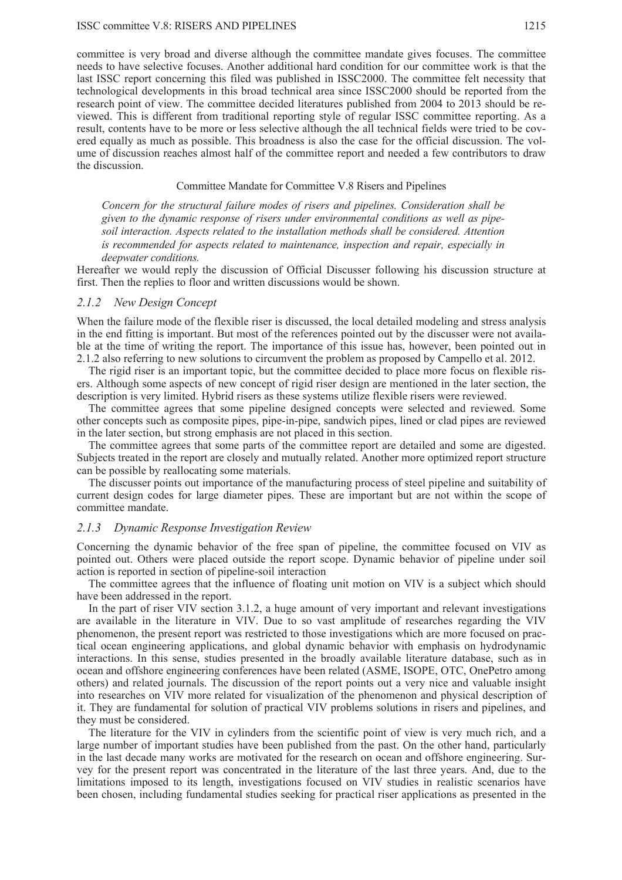committee is very broad and diverse although the committee mandate gives focuses. The committee needs to have selective focuses. Another additional hard condition for our committee work is that the last ISSC report concerning this filed was published in ISSC2000. The committee felt necessity that technological developments in this broad technical area since ISSC2000 should be reported from the research point of view. The committee decided literatures published from 2004 to 2013 should be reviewed. This is different from traditional reporting style of regular ISSC committee reporting. As a result, contents have to be more or less selective although the all technical fields were tried to be covered equally as much as possible. This broadness is also the case for the official discussion. The volume of discussion reaches almost half of the committee report and needed a few contributors to draw the discussion.

Committee Mandate for Committee V.8 Risers and Pipelines

> *Concern for the structural failure modes of risers and pipelines. Consideration shall be given to the dynamic response of risers under environmental conditions as well as pipe-soil interaction. Aspects related to the installation methods shall be considered. Attention is recommended for aspects related to maintenance, inspection and repair, especially in deepwater conditions.*

Hereafter we would reply the discussion of Official Discusser following his discussion structure at first. Then the replies to floor and written discussions would be shown.

### *2.1.2 New Design Concept*

When the failure mode of the flexible riser is discussed, the local detailed modeling and stress analysis in the end fitting is important. But most of the references pointed out by the discusser were not available at the time of writing the report. The importance of this issue has, however, been pointed out in 2.1.2 also referring to new solutions to circumvent the problem as proposed by Campello et al. 2012.

The rigid riser is an important topic, but the committee decided to place more focus on flexible risers. Although some aspects of new concept of rigid riser design are mentioned in the later section, the description is very limited. Hybrid risers as these systems utilize flexible risers were reviewed.

The committee agrees that some pipeline designed concepts were selected and reviewed. Some other concepts such as composite pipes, pipe-in-pipe, sandwich pipes, lined or clad pipes are reviewed in the later section, but strong emphasis are not placed in this section.

The committee agrees that some parts of the committee report are detailed and some are digested. Subjects treated in the report are closely and mutually related. Another more optimized report structure can be possible by reallocating some materials.

The discusser points out importance of the manufacturing process of steel pipeline and suitability of current design codes for large diameter pipes. These are important but are not within the scope of committee mandate.

### *2.1.3 Dynamic Response Investigation Review*

Concerning the dynamic behavior of the free span of pipeline, the committee focused on VIV as pointed out. Others were placed outside the report scope. Dynamic behavior of pipeline under soil action is reported in section of pipeline-soil interaction

The committee agrees that the influence of floating unit motion on VIV is a subject which should have been addressed in the report.

In the part of riser VIV section 3.1.2, a huge amount of very important and relevant investigations are available in the literature in VIV. Due to so vast amplitude of researches regarding the VIV phenomenon, the present report was restricted to those investigations which are more focused on practical ocean engineering applications, and global dynamic behavior with emphasis on hydrodynamic interactions. In this sense, studies presented in the broadly available literature database, such as in ocean and offshore engineering conferences have been related (ASME, ISOPE, OTC, OnePetro among others) and related journals. The discussion of the report points out a very nice and valuable insight into researches on VIV more related for visualization of the phenomenon and physical description of it. They are fundamental for solution of practical VIV problems solutions in risers and pipelines, and they must be considered.

The literature for the VIV in cylinders from the scientific point of view is very much rich, and a large number of important studies have been published from the past. On the other hand, particularly in the last decade many works are motivated for the research on ocean and offshore engineering. Survey for the present report was concentrated in the literature of the last three years. And, due to the limitations imposed to its length, investigations focused on VIV studies in realistic scenarios have been chosen, including fundamental studies seeking for practical riser applications as presented in the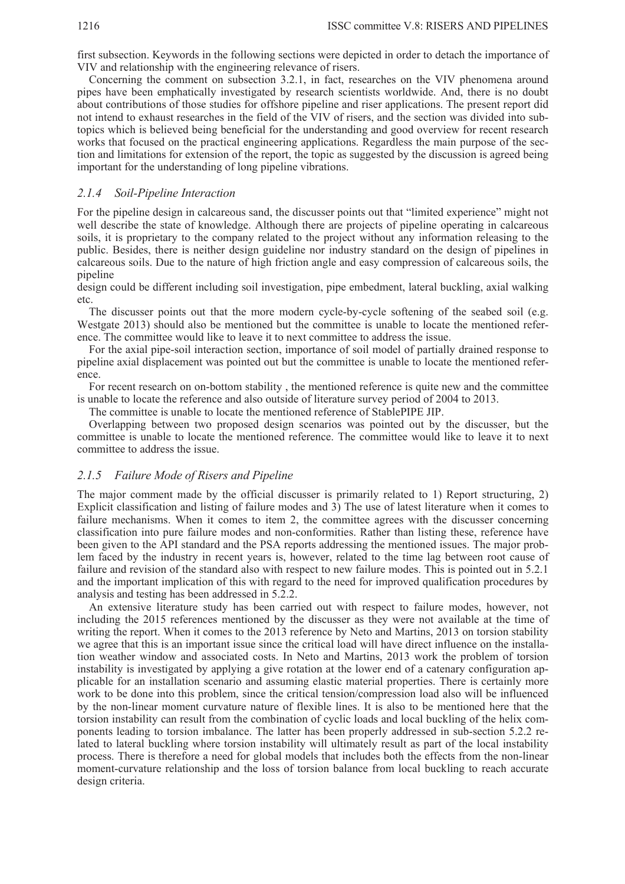first subsection. Keywords in the following sections were depicted in order to detach the importance of VIV and relationship with the engineering relevance of risers.

Concerning the comment on subsection 3.2.1, in fact, researches on the VIV phenomena around pipes have been emphatically investigated by research scientists worldwide. And, there is no doubt about contributions of those studies for offshore pipeline and riser applications. The present report did not intend to exhaust researches in the field of the VIV of risers, and the section was divided into subtopics which is believed being beneficial for the understanding and good overview for recent research works that focused on the practical engineering applications. Regardless the main purpose of the section and limitations for extension of the report, the topic as suggested by the discussion is agreed being important for the understanding of long pipeline vibrations.

### *2.1.4 Soil-Pipeline Interaction*

For the pipeline design in calcareous sand, the discusser points out that "limited experience" might not well describe the state of knowledge. Although there are projects of pipeline operating in calcareous soils, it is proprietary to the company related to the project without any information releasing to the public. Besides, there is neither design guideline nor industry standard on the design of pipelines in calcareous soils. Due to the nature of high friction angle and easy compression of calcareous soils, the pipeline design could be different including soil investigation, pipe embedment, lateral buckling, axial walking etc.

The discusser points out that the more modern cycle-by-cycle softening of the seabed soil (e.g. Westgate 2013) should also be mentioned but the committee is unable to locate the mentioned reference. The committee would like to leave it to next committee to address the issue.

For the axial pipe-soil interaction section, importance of soil model of partially drained response to pipeline axial displacement was pointed out but the committee is unable to locate the mentioned reference.

For recent research on on-bottom stability , the mentioned reference is quite new and the committee is unable to locate the reference and also outside of literature survey period of 2004 to 2013.

The committee is unable to locate the mentioned reference of StablePIPE JIP.

Overlapping between two proposed design scenarios was pointed out by the discusser, but the committee is unable to locate the mentioned reference. The committee would like to leave it to next committee to address the issue.

### *2.1.5 Failure Mode of Risers and Pipeline*

The major comment made by the official discusser is primarily related to 1) Report structuring, 2) Explicit classification and listing of failure modes and 3) The use of latest literature when it comes to failure mechanisms. When it comes to item 2, the committee agrees with the discusser concerning classification into pure failure modes and non-conformities. Rather than listing these, reference have been given to the API standard and the PSA reports addressing the mentioned issues. The major problem faced by the industry in recent years is, however, related to the time lag between root cause of failure and revision of the standard also with respect to new failure modes. This is pointed out in 5.2.1 and the important implication of this with regard to the need for improved qualification procedures by analysis and testing has been addressed in 5.2.2.

An extensive literature study has been carried out with respect to failure modes, however, not including the 2015 references mentioned by the discusser as they were not available at the time of writing the report. When it comes to the 2013 reference by Neto and Martins, 2013 on torsion stability we agree that this is an important issue since the critical load will have direct influence on the installation weather window and associated costs. In Neto and Martins, 2013 work the problem of torsion instability is investigated by applying a give rotation at the lower end of a catenary configuration applicable for an installation scenario and assuming elastic material properties. There is certainly more work to be done into this problem, since the critical tension/compression load also will be influenced by the non-linear moment curvature nature of flexible lines. It is also to be mentioned here that the torsion instability can result from the combination of cyclic loads and local buckling of the helix components leading to torsion imbalance. The latter has been properly addressed in sub-section 5.2.2 related to lateral buckling where torsion instability will ultimately result as part of the local instability process. There is therefore a need for global models that includes both the effects from the non-linear moment-curvature relationship and the loss of torsion balance from local buckling to reach accurate design criteria.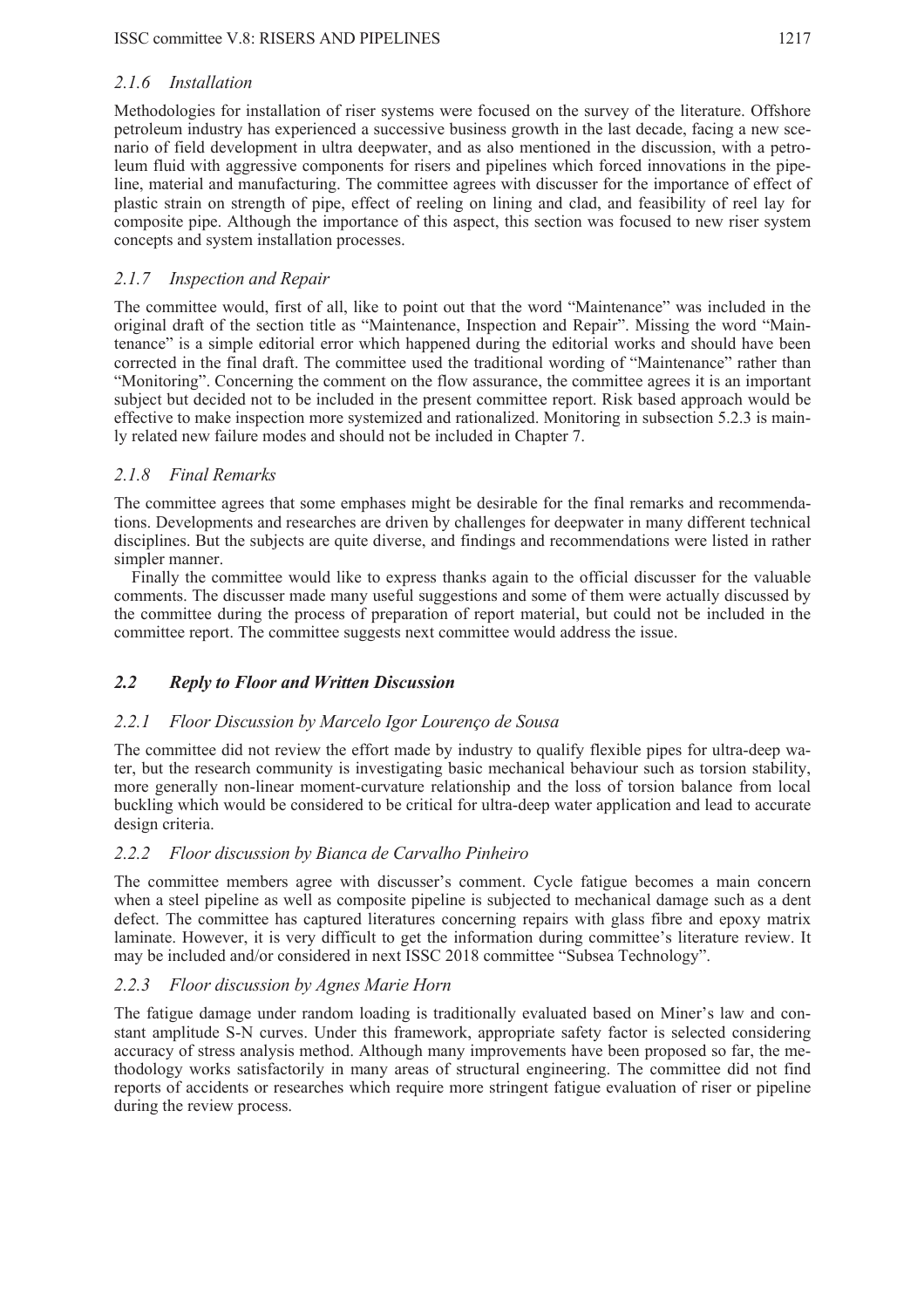### 2.1.6 Installation

Methodologies for installation of riser systems were focused on the survey of the literature. Offshore petroleum industry has experienced a successive business growth in the last decade, facing a new scenario of field development in ultra deepwater, and as also mentioned in the discussion, with a petroleum fluid with aggressive components for risers and pipelines which forced innovations in the pipeline, material and manufacturing. The committee agrees with discusser for the importance of effect of plastic strain on strength of pipe, effect of reeling on lining and clad, and feasibility of reel lay for composite pipe. Although the importance of this aspect, this section was focused to new riser system concepts and system installation processes.

### 2.1.7 Inspection and Repair

The committee would, first of all, like to point out that the word "Maintenance" was included in the original draft of the section title as "Maintenance, Inspection and Repair". Missing the word "Maintenance" is a simple editorial error which happened during the editorial works and should have been corrected in the final draft. The committee used the traditional wording of "Maintenance" rather than "Monitoring". Concerning the comment on the flow assurance, the committee agrees it is an important subject but decided not to be included in the present committee report. Risk based approach would be effective to make inspection more systemized and rationalized. Monitoring in subsection 5.2.3 is mainly related new failure modes and should not be included in Chapter 7.

### 2.1.8 Final Remarks

The committee agrees that some emphases might be desirable for the final remarks and recommendations. Developments and researches are driven by challenges for deepwater in many different technical disciplines. But the subjects are quite diverse, and findings and recommendations were listed in rather simpler manner.

Finally the committee would like to express thanks again to the official discusser for the valuable comments. The discusser made many useful suggestions and some of them were actually discussed by the committee during the process of preparation of report material, but could not be included in the committee report. The committee suggests next committee would address the issue.

## 2.2 Reply to Floor and Written Discussion

### 2.2.1 Floor Discussion by Marcelo Igor Lourenço de Sousa

The committee did not review the effort made by industry to qualify flexible pipes for ultra-deep water, but the research community is investigating basic mechanical behaviour such as torsion stability, more generally non-linear moment-curvature relationship and the loss of torsion balance from local buckling which would be considered to be critical for ultra-deep water application and lead to accurate design criteria.

### 2.2.2 Floor discussion by Bianca de Carvalho Pinheiro

The committee members agree with discusser's comment. Cycle fatigue becomes a main concern when a steel pipeline as well as composite pipeline is subjected to mechanical damage such as a dent defect. The committee has captured literatures concerning repairs with glass fibre and epoxy matrix laminate. However, it is very difficult to get the information during committee's literature review. It may be included and/or considered in next ISSC 2018 committee "Subsea Technology".

### 2.2.3 Floor discussion by Agnes Marie Horn

The fatigue damage under random loading is traditionally evaluated based on Miner's law and constant amplitude S-N curves. Under this framework, appropriate safety factor is selected considering accuracy of stress analysis method. Although many improvements have been proposed so far, the methodology works satisfactorily in many areas of structural engineering. The committee did not find reports of accidents or researches which require more stringent fatigue evaluation of riser or pipeline during the review process.